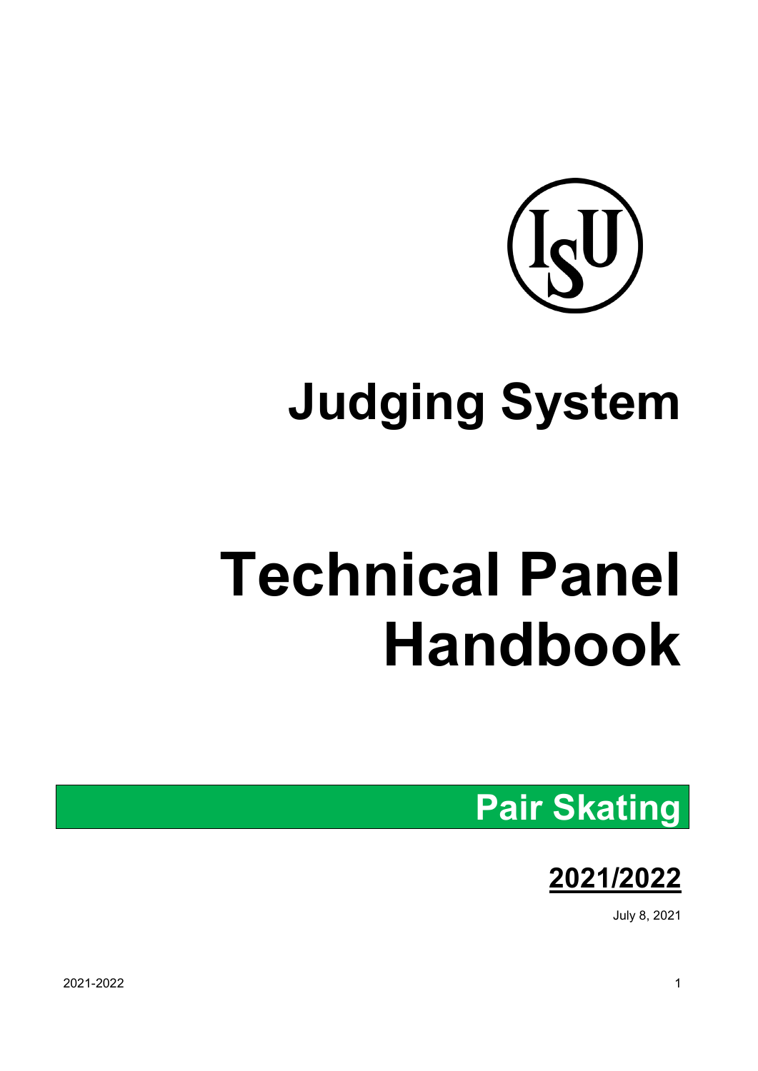# Judging System

# Technical Panel Handbook

## Pair Skating

**2021/2022**

July 8, 2021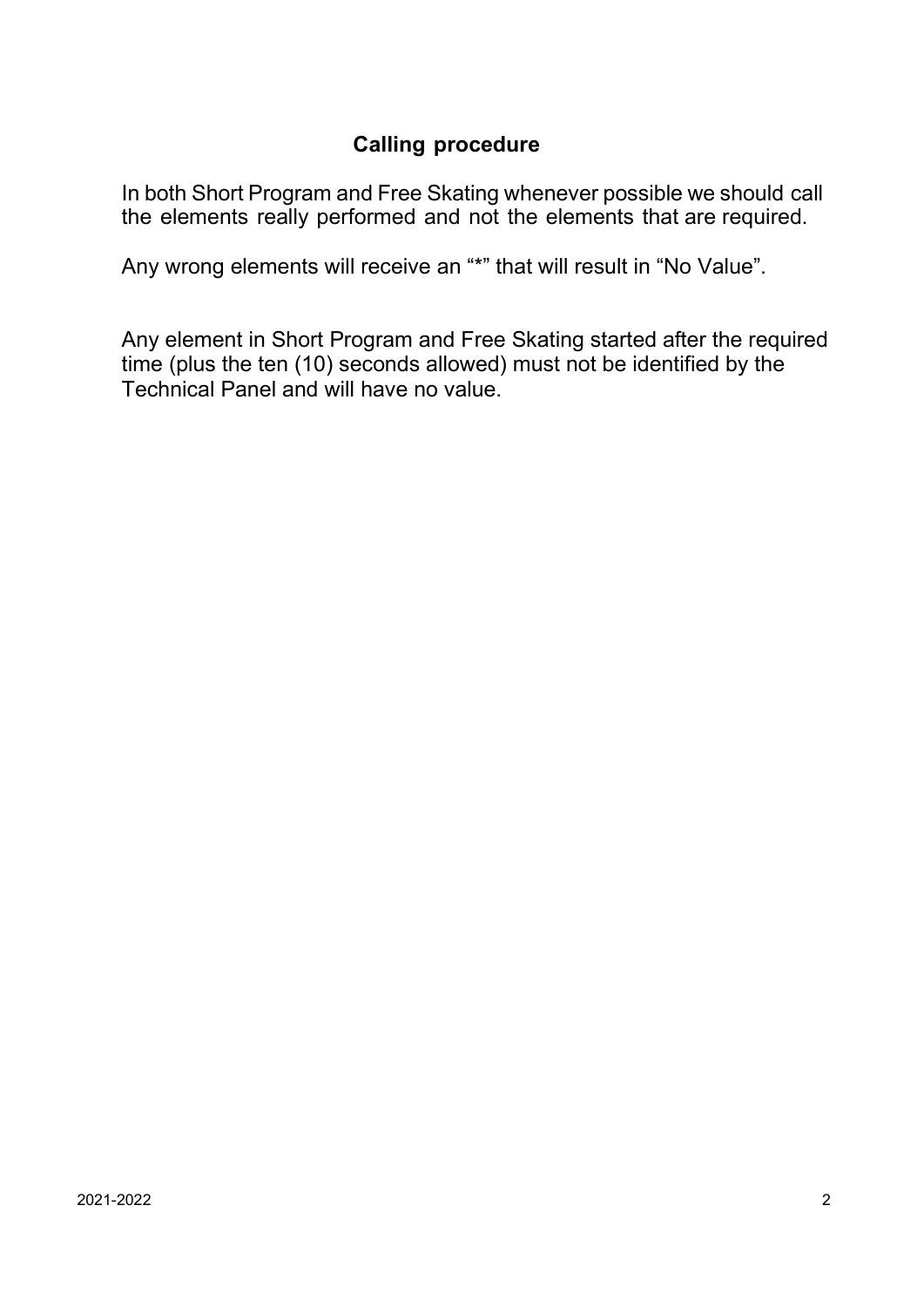## Calling procedure

In both Short Program and Free Skating whenever possible we should call the elements really performed and not the elements that are required.

Any wrong elements will receive an "*" that will result in "No Value".

Any element in Short Program and Free Skating started after the required time (plus the ten (10) seconds allowed) must not be identified by the Technical Panel and will have no value.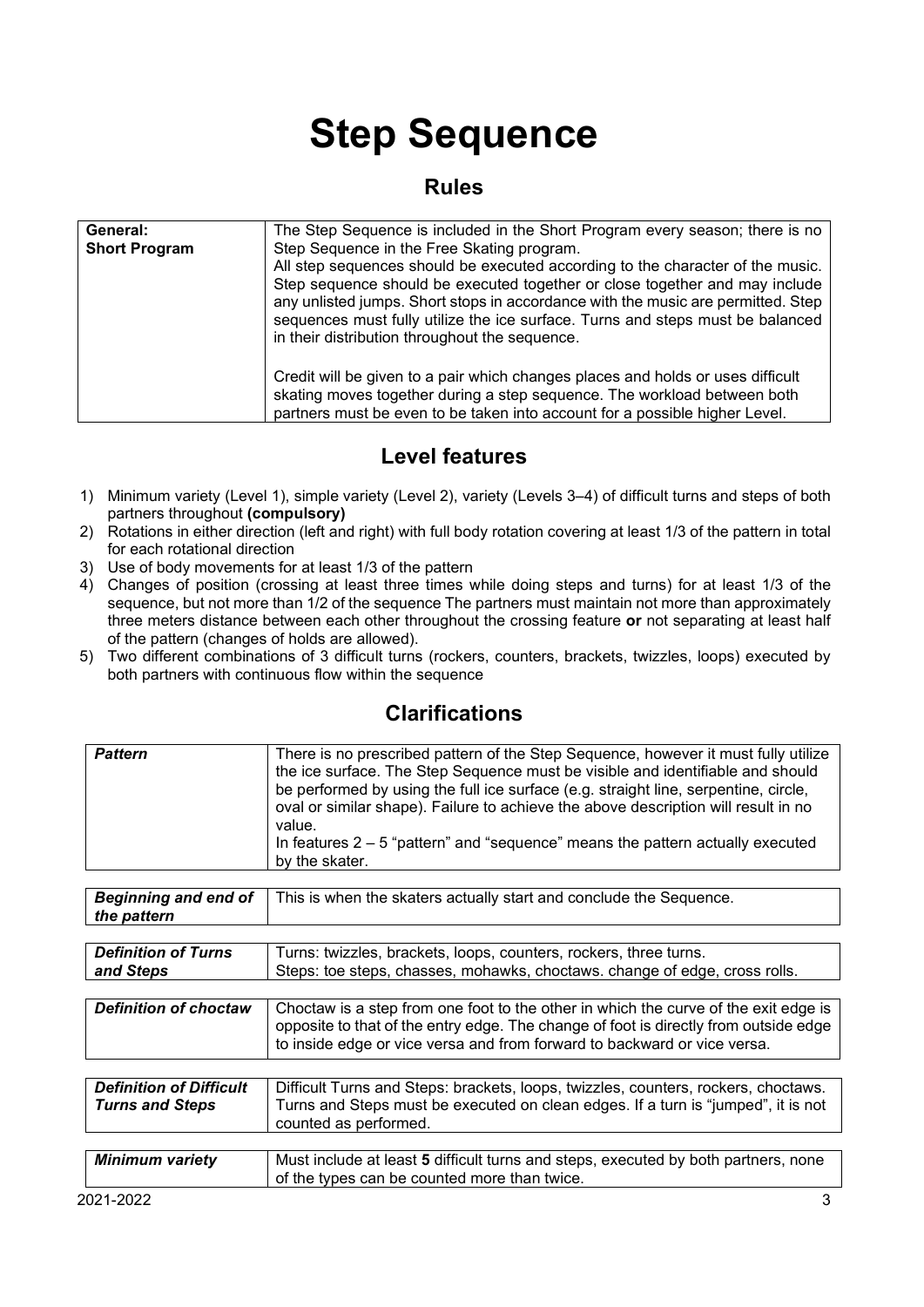# Step Sequence

## Rules

| | |
|---|---|
| **General:** **Short Program** | The Step Sequence is included in the Short Program every season; there is no Step Sequence in the Free Skating program. All step sequences should be executed according to the character of the music. Step sequence should be executed together or close together and may include any unlisted jumps. Short stops in accordance with the music are permitted. Step sequences must fully utilize the ice surface. Turns and steps must be balanced in their distribution throughout the sequence.<br><br>Credit will be given to a pair which changes places and holds or uses difficult skating moves together during a step sequence. The workload between both partners must be even to be taken into account for a possible higher Level. |

## Level features

1) Minimum variety (Level 1), simple variety (Level 2), variety (Levels 3–4) of difficult turns and steps of both partners throughout **(compulsory)**
2) Rotations in either direction (left and right) with full body rotation covering at least 1/3 of the pattern in total for each rotational direction
3) Use of body movements for at least 1/3 of the pattern
4) Changes of position (crossing at least three times while doing steps and turns) for at least 1/3 of the sequence, but not more than 1/2 of the sequence The partners must maintain not more than approximately three meters distance between each other throughout the crossing feature **or** not separating at least half of the pattern (changes of holds are allowed).
5) Two different combinations of 3 difficult turns (rockers, counters, brackets, twizzles, loops) executed by both partners with continuous flow within the sequence

## Clarifications

| | |
|---|---|
| ***Pattern*** | There is no prescribed pattern of the Step Sequence, however it must fully utilize the ice surface. The Step Sequence must be visible and identifiable and should be performed by using the full ice surface (e.g. straight line, serpentine, circle, oval or similar shape). Failure to achieve the above description will result in no value.<br>In features 2 – 5 "pattern" and "sequence" means the pattern actually executed by the skater. |
| ***Beginning and end of the pattern*** | This is when the skaters actually start and conclude the Sequence. |
| ***Definition of Turns and Steps*** | Turns: twizzles, brackets, loops, counters, rockers, three turns.<br>Steps: toe steps, chasses, mohawks, choctaws. change of edge, cross rolls. |
| ***Definition of choctaw*** | Choctaw is a step from one foot to the other in which the curve of the exit edge is opposite to that of the entry edge. The change of foot is directly from outside edge to inside edge or vice versa and from forward to backward or vice versa. |
| ***Definition of Difficult Turns and Steps*** | Difficult Turns and Steps: brackets, loops, twizzles, counters, rockers, choctaws. Turns and Steps must be executed on clean edges. If a turn is "jumped", it is not counted as performed. |
| ***Minimum variety*** | Must include at least **5** difficult turns and steps, executed by both partners, none of the types can be counted more than twice. |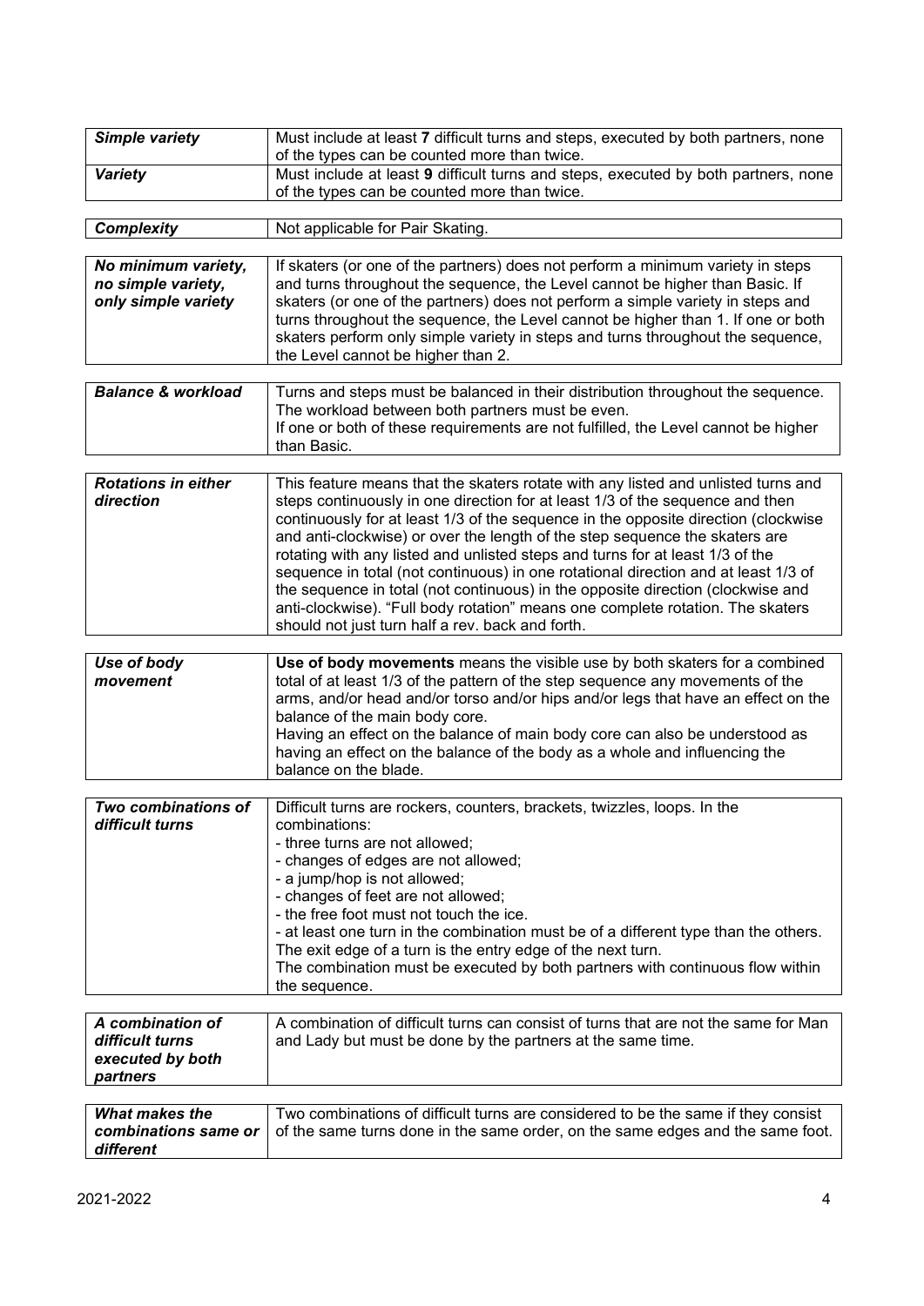| | |
|---|---|
| ***Simple variety*** | Must include at least **7** difficult turns and steps, executed by both partners, none of the types can be counted more than twice. |
| ***Variety*** | Must include at least **9** difficult turns and steps, executed by both partners, none of the types can be counted more than twice. |

| | |
|---|---|
| ***Complexity*** | Not applicable for Pair Skating. |

| | |
|---|---|
| ***No minimum variety, no simple variety, only simple variety*** | If skaters (or one of the partners) does not perform a minimum variety in steps and turns throughout the sequence, the Level cannot be higher than Basic. If skaters (or one of the partners) does not perform a simple variety in steps and turns throughout the sequence, the Level cannot be higher than 1. If one or both skaters perform only simple variety in steps and turns throughout the sequence, the Level cannot be higher than 2. |

| | |
|---|---|
| ***Balance & workload*** | Turns and steps must be balanced in their distribution throughout the sequence. The workload between both partners must be even. If one or both of these requirements are not fulfilled, the Level cannot be higher than Basic. |

| | |
|---|---|
| ***Rotations in either direction*** | This feature means that the skaters rotate with any listed and unlisted turns and steps continuously in one direction for at least 1/3 of the sequence and then continuously for at least 1/3 of the sequence in the opposite direction (clockwise and anti-clockwise) or over the length of the step sequence the skaters are rotating with any listed and unlisted steps and turns for at least 1/3 of the sequence in total (not continuous) in one rotational direction and at least 1/3 of the sequence in total (not continuous) in the opposite direction (clockwise and anti-clockwise). "Full body rotation" means one complete rotation. The skaters should not just turn half a rev. back and forth. |

| | |
|---|---|
| ***Use of body movement*** | **Use of body movements** means the visible use by both skaters for a combined total of at least 1/3 of the pattern of the step sequence any movements of the arms, and/or head and/or torso and/or hips and/or legs that have an effect on the balance of the main body core. Having an effect on the balance of main body core can also be understood as having an effect on the balance of the body as a whole and influencing the balance on the blade. |

| | |
|---|---|
| ***Two combinations of difficult turns*** | Difficult turns are rockers, counters, brackets, twizzles, loops. In the combinations:<br>- three turns are not allowed;<br>- changes of edges are not allowed;<br>- a jump/hop is not allowed;<br>- changes of feet are not allowed;<br>- the free foot must not touch the ice.<br>- at least one turn in the combination must be of a different type than the others.<br>The exit edge of a turn is the entry edge of the next turn.<br>The combination must be executed by both partners with continuous flow within the sequence. |

| | |
|---|---|
| ***A combination of difficult turns executed by both partners*** | A combination of difficult turns can consist of turns that are not the same for Man and Lady but must be done by the partners at the same time. |

| | |
|---|---|
| ***What makes the combinations same or different*** | Two combinations of difficult turns are considered to be the same if they consist of the same turns done in the same order, on the same edges and the same foot. |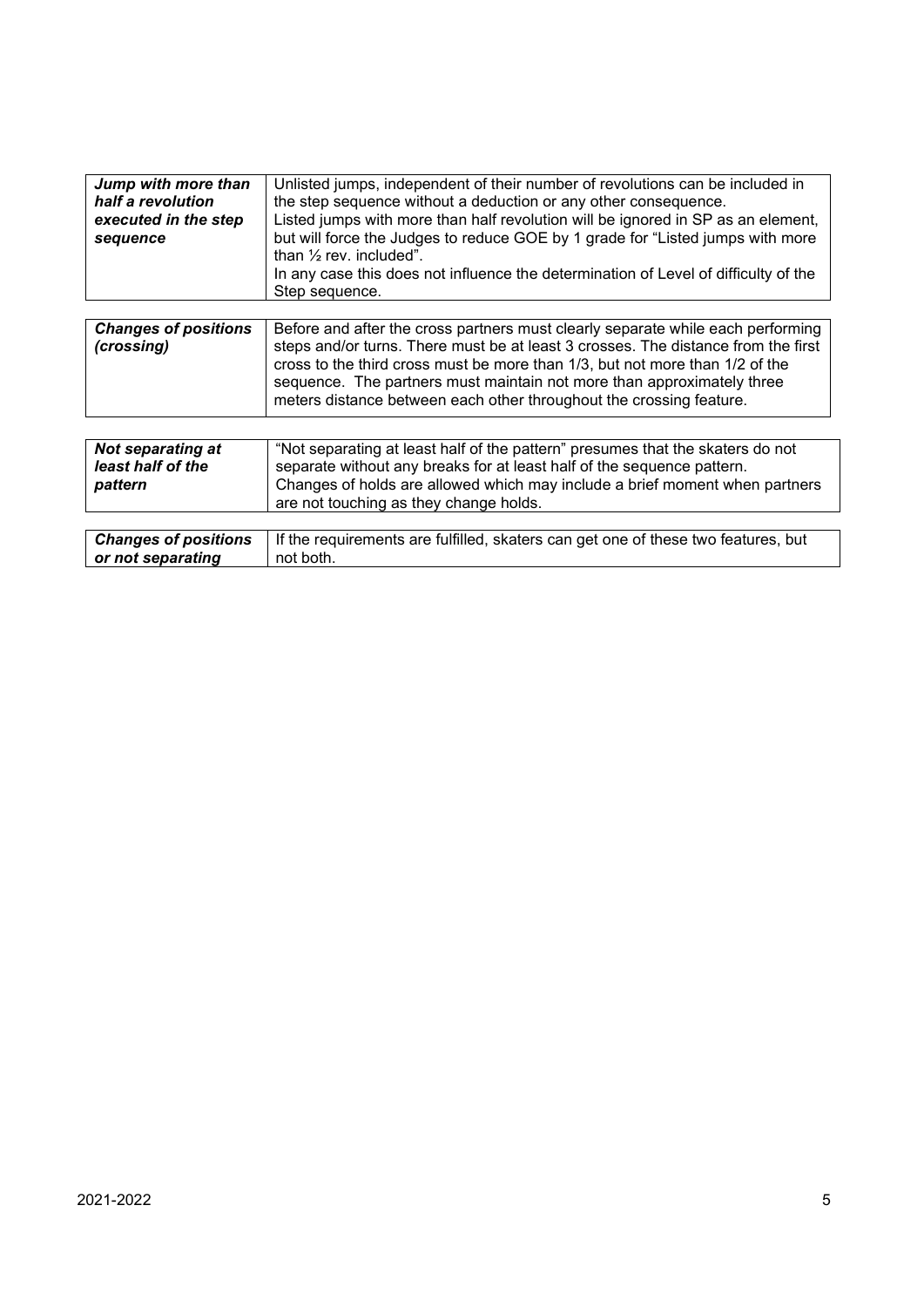| | |
|---|---|
| ***Jump with more than half a revolution executed in the step sequence*** | Unlisted jumps, independent of their number of revolutions can be included in the step sequence without a deduction or any other consequence. Listed jumps with more than half revolution will be ignored in SP as an element, but will force the Judges to reduce GOE by 1 grade for "Listed jumps with more than ½ rev. included". In any case this does not influence the determination of Level of difficulty of the Step sequence. |

| | |
|---|---|
| ***Changes of positions (crossing)*** | Before and after the cross partners must clearly separate while each performing steps and/or turns. There must be at least 3 crosses. The distance from the first cross to the third cross must be more than 1/3, but not more than 1/2 of the sequence. The partners must maintain not more than approximately three meters distance between each other throughout the crossing feature. |

| | |
|---|---|
| ***Not separating at least half of the pattern*** | "Not separating at least half of the pattern" presumes that the skaters do not separate without any breaks for at least half of the sequence pattern. Changes of holds are allowed which may include a brief moment when partners are not touching as they change holds. |

| | |
|---|---|
| ***Changes of positions or not separating*** | If the requirements are fulfilled, skaters can get one of these two features, but not both. |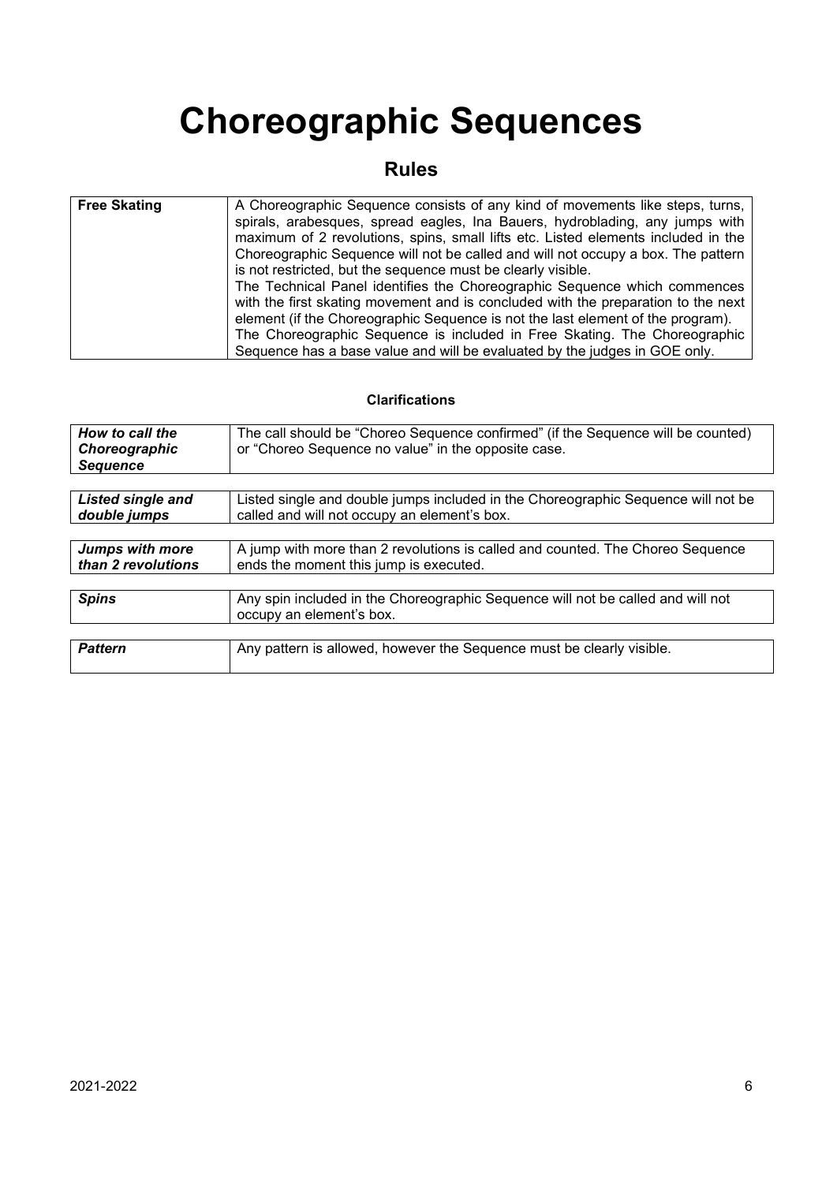# Choreographic Sequences

## Rules

| | |
|---|---|
| **Free Skating** | A Choreographic Sequence consists of any kind of movements like steps, turns, spirals, arabesques, spread eagles, Ina Bauers, hydroblading, any jumps with maximum of 2 revolutions, spins, small lifts etc. Listed elements included in the Choreographic Sequence will not be called and will not occupy a box. The pattern is not restricted, but the sequence must be clearly visible. The Technical Panel identifies the Choreographic Sequence which commences with the first skating movement and is concluded with the preparation to the next element (if the Choreographic Sequence is not the last element of the program). The Choreographic Sequence is included in Free Skating. The Choreographic Sequence has a base value and will be evaluated by the judges in GOE only. |

### Clarifications

| | |
|---|---|
| ***How to call the Choreographic Sequence*** | The call should be "Choreo Sequence confirmed" (if the Sequence will be counted) or "Choreo Sequence no value" in the opposite case. |

| | |
|---|---|
| ***Listed single and double jumps*** | Listed single and double jumps included in the Choreographic Sequence will not be called and will not occupy an element's box. |

| | |
|---|---|
| ***Jumps with more than 2 revolutions*** | A jump with more than 2 revolutions is called and counted. The Choreo Sequence ends the moment this jump is executed. |

| | |
|---|---|
| ***Spins*** | Any spin included in the Choreographic Sequence will not be called and will not occupy an element's box. |

| | |
|---|---|
| ***Pattern*** | Any pattern is allowed, however the Sequence must be clearly visible. |

2021-2022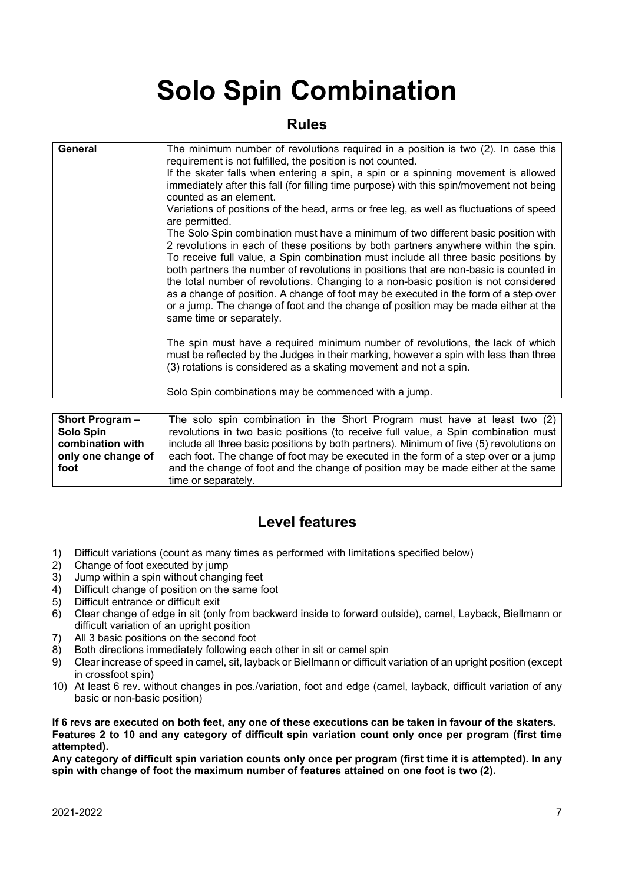# Solo Spin Combination

## Rules

| General | The minimum number of revolutions required in a position is two (2). In case this requirement is not fulfilled, the position is not counted.<br>If the skater falls when entering a spin, a spin or a spinning movement is allowed immediately after this fall (for filling time purpose) with this spin/movement not being counted as an element.<br>Variations of positions of the head, arms or free leg, as well as fluctuations of speed are permitted.<br>The Solo Spin combination must have a minimum of two different basic position with 2 revolutions in each of these positions by both partners anywhere within the spin. To receive full value, a Spin combination must include all three basic positions by both partners the number of revolutions in positions that are non-basic is counted in the total number of revolutions. Changing to a non-basic position is not considered as a change of position. A change of foot may be executed in the form of a step over or a jump. The change of foot and the change of position may be made either at the same time or separately.<br><br>The spin must have a required minimum number of revolutions, the lack of which must be reflected by the Judges in their marking, however a spin with less than three (3) rotations is considered as a skating movement and not a spin.<br><br>Solo Spin combinations may be commenced with a jump. |
|---|---|

| Short Program – Solo Spin combination with only one change of foot | The solo spin combination in the Short Program must have at least two (2) revolutions in two basic positions (to receive full value, a Spin combination must include all three basic positions by both partners). Minimum of five (5) revolutions on each foot. The change of foot may be executed in the form of a step over or a jump and the change of foot and the change of position may be made either at the same time or separately. |
|---|---|

## Level features

1) Difficult variations (count as many times as performed with limitations specified below)
2) Change of foot executed by jump
3) Jump within a spin without changing feet
4) Difficult change of position on the same foot
5) Difficult entrance or difficult exit
6) Clear change of edge in sit (only from backward inside to forward outside), camel, Layback, Biellmann or difficult variation of an upright position
7) All 3 basic positions on the second foot
8) Both directions immediately following each other in sit or camel spin
9) Clear increase of speed in camel, sit, layback or Biellmann or difficult variation of an upright position (except in crossfoot spin)
10) At least 6 rev. without changes in pos./variation, foot and edge (camel, layback, difficult variation of any basic or non-basic position)

**If 6 revs are executed on both feet, any one of these executions can be taken in favour of the skaters. Features 2 to 10 and any category of difficult spin variation count only once per program (first time attempted).**

**Any category of difficult spin variation counts only once per program (first time it is attempted). In any spin with change of foot the maximum number of features attained on one foot is two (2).**

2021-2022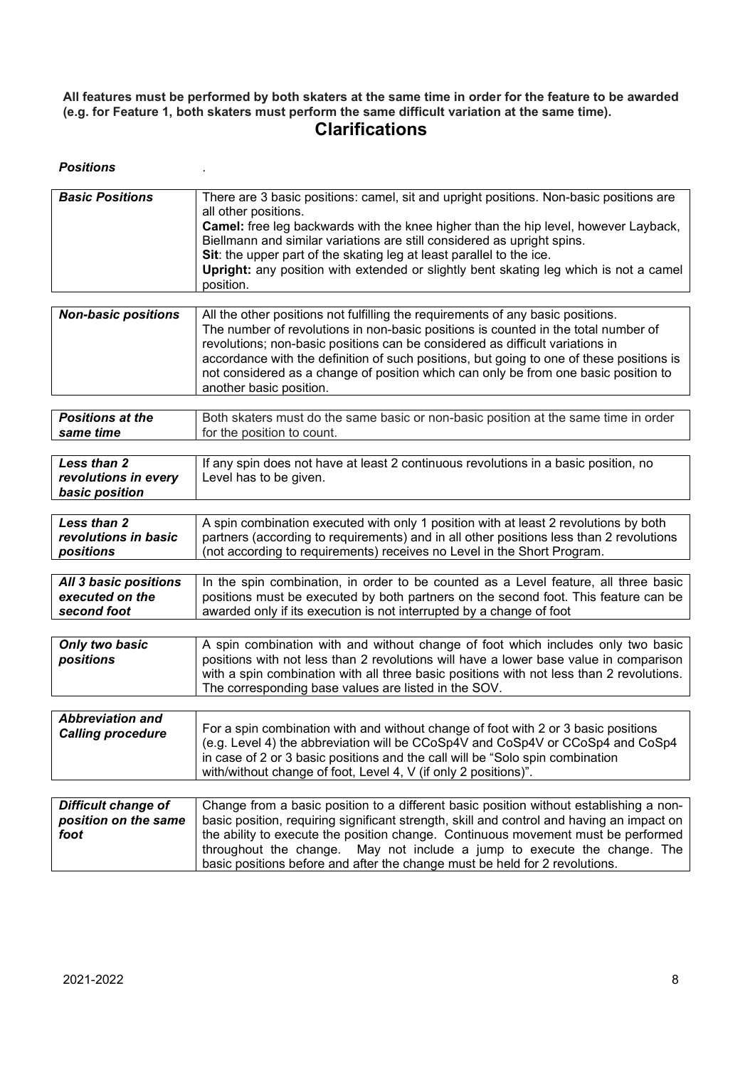**All features must be performed by both skaters at the same time in order for the feature to be awarded (e.g. for Feature 1, both skaters must perform the same difficult variation at the same time).**

## Clarifications

***Positions*** .

| ***Basic Positions*** | There are 3 basic positions: camel, sit and upright positions. Non-basic positions are all other positions.<br>**Camel:** free leg backwards with the knee higher than the hip level, however Layback, Biellmann and similar variations are still considered as upright spins.<br>**Sit**: the upper part of the skating leg at least parallel to the ice.<br>**Upright:** any position with extended or slightly bent skating leg which is not a camel position. |
|---|---|

| ***Non-basic positions*** | All the other positions not fulfilling the requirements of any basic positions. The number of revolutions in non-basic positions is counted in the total number of revolutions; non-basic positions can be considered as difficult variations in accordance with the definition of such positions, but going to one of these positions is not considered as a change of position which can only be from one basic position to another basic position. |
|---|---|

| ***Positions at the same time*** | Both skaters must do the same basic or non-basic position at the same time in order for the position to count. |
|---|---|

| ***Less than 2 revolutions in every basic position*** | If any spin does not have at least 2 continuous revolutions in a basic position, no Level has to be given. |
|---|---|

| ***Less than 2 revolutions in basic positions*** | A spin combination executed with only 1 position with at least 2 revolutions by both partners (according to requirements) and in all other positions less than 2 revolutions (not according to requirements) receives no Level in the Short Program. |
|---|---|

| ***All 3 basic positions executed on the second foot*** | In the spin combination, in order to be counted as a Level feature, all three basic positions must be executed by both partners on the second foot. This feature can be awarded only if its execution is not interrupted by a change of foot |
|---|---|

| ***Only two basic positions*** | A spin combination with and without change of foot which includes only two basic positions with not less than 2 revolutions will have a lower base value in comparison with a spin combination with all three basic positions with not less than 2 revolutions. The corresponding base values are listed in the SOV. |
|---|---|

| ***Abbreviation and Calling procedure*** | For a spin combination with and without change of foot with 2 or 3 basic positions (e.g. Level 4) the abbreviation will be CCoSp4V and CoSp4V or CCoSp4 and CoSp4 in case of 2 or 3 basic positions and the call will be "Solo spin combination with/without change of foot, Level 4, V (if only 2 positions)". |
|---|---|

| ***Difficult change of position on the same foot*** | Change from a basic position to a different basic position without establishing a non-basic position, requiring significant strength, skill and control and having an impact on the ability to execute the position change. Continuous movement must be performed throughout the change. May not include a jump to execute the change. The basic positions before and after the change must be held for 2 revolutions. |
|---|---|

2021-2022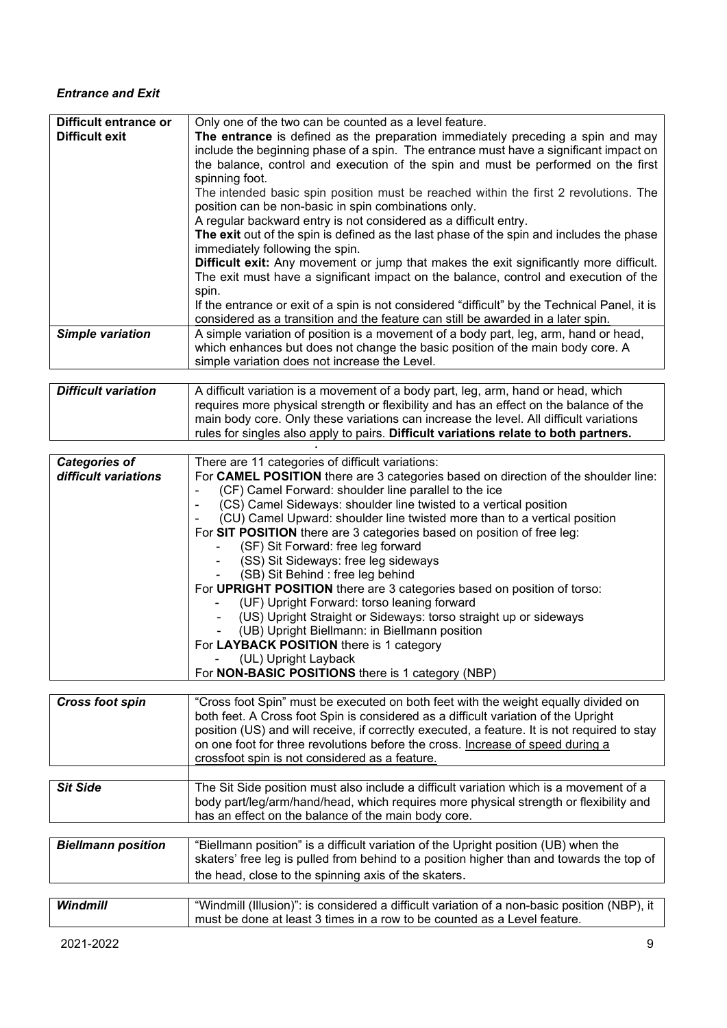### *Entrance and Exit*

| | |
|---|---|
| **Difficult entrance or Difficult exit** | Only one of the two can be counted as a level feature.<br>**The entrance** is defined as the preparation immediately preceding a spin and may include the beginning phase of a spin. The entrance must have a significant impact on the balance, control and execution of the spin and must be performed on the first spinning foot.<br>The intended basic spin position must be reached within the first 2 revolutions. The position can be non-basic in spin combinations only.<br>A regular backward entry is not considered as a difficult entry.<br>**The exit** out of the spin is defined as the last phase of the spin and includes the phase immediately following the spin.<br>**Difficult exit:** Any movement or jump that makes the exit significantly more difficult. The exit must have a significant impact on the balance, control and execution of the spin.<br>If the entrance or exit of a spin is not considered "difficult" by the Technical Panel, it is considered as a transition and the feature can still be awarded in a later spin. |
| ***Simple variation*** | A simple variation of position is a movement of a body part, leg, arm, hand or head, which enhances but does not change the basic position of the main body core. A simple variation does not increase the Level. |

| | |
|---|---|
| ***Difficult variation*** | A difficult variation is a movement of a body part, leg, arm, hand or head, which requires more physical strength or flexibility and has an effect on the balance of the main body core. Only these variations can increase the level. All difficult variations rules for singles also apply to pairs. **Difficult variations relate to both partners.** |

| | |
|---|---|
| ***Categories of difficult variations*** | There are 11 categories of difficult variations:<br>For **CAMEL POSITION** there are 3 categories based on direction of the shoulder line:<br>- (CF) Camel Forward: shoulder line parallel to the ice<br>- (CS) Camel Sideways: shoulder line twisted to a vertical position<br>- (CU) Camel Upward: shoulder line twisted more than to a vertical position<br>For **SIT POSITION** there are 3 categories based on position of free leg:<br>- (SF) Sit Forward: free leg forward<br>- (SS) Sit Sideways: free leg sideways<br>- (SB) Sit Behind : free leg behind<br>For **UPRIGHT POSITION** there are 3 categories based on position of torso:<br>- (UF) Upright Forward: torso leaning forward<br>- (US) Upright Straight or Sideways: torso straight up or sideways<br>- (UB) Upright Biellmann: in Biellmann position<br>For **LAYBACK POSITION** there is 1 category<br>- (UL) Upright Layback<br>For **NON-BASIC POSITIONS** there is 1 category (NBP) |

| | |
|---|---|
| ***Cross foot spin*** | "Cross foot Spin" must be executed on both feet with the weight equally divided on both feet. A Cross foot Spin is considered as a difficult variation of the Upright position (US) and will receive, if correctly executed, a feature. It is not required to stay on one foot for three revolutions before the cross. <u>Increase of speed during a crossfoot spin is not considered as a feature.</u> |
| | |

| | |
|---|---|
| ***Sit Side*** | The Sit Side position must also include a difficult variation which is a movement of a body part/leg/arm/hand/head, which requires more physical strength or flexibility and has an effect on the balance of the main body core. |

| | |
|---|---|
| ***Biellmann position*** | "Biellmann position" is a difficult variation of the Upright position (UB) when the skaters' free leg is pulled from behind to a position higher than and towards the top of the head, close to the spinning axis of the skaters. |

| | |
|---|---|
| ***Windmill*** | "Windmill (Illusion)": is considered a difficult variation of a non-basic position (NBP), it must be done at least 3 times in a row to be counted as a Level feature. |

2021-2022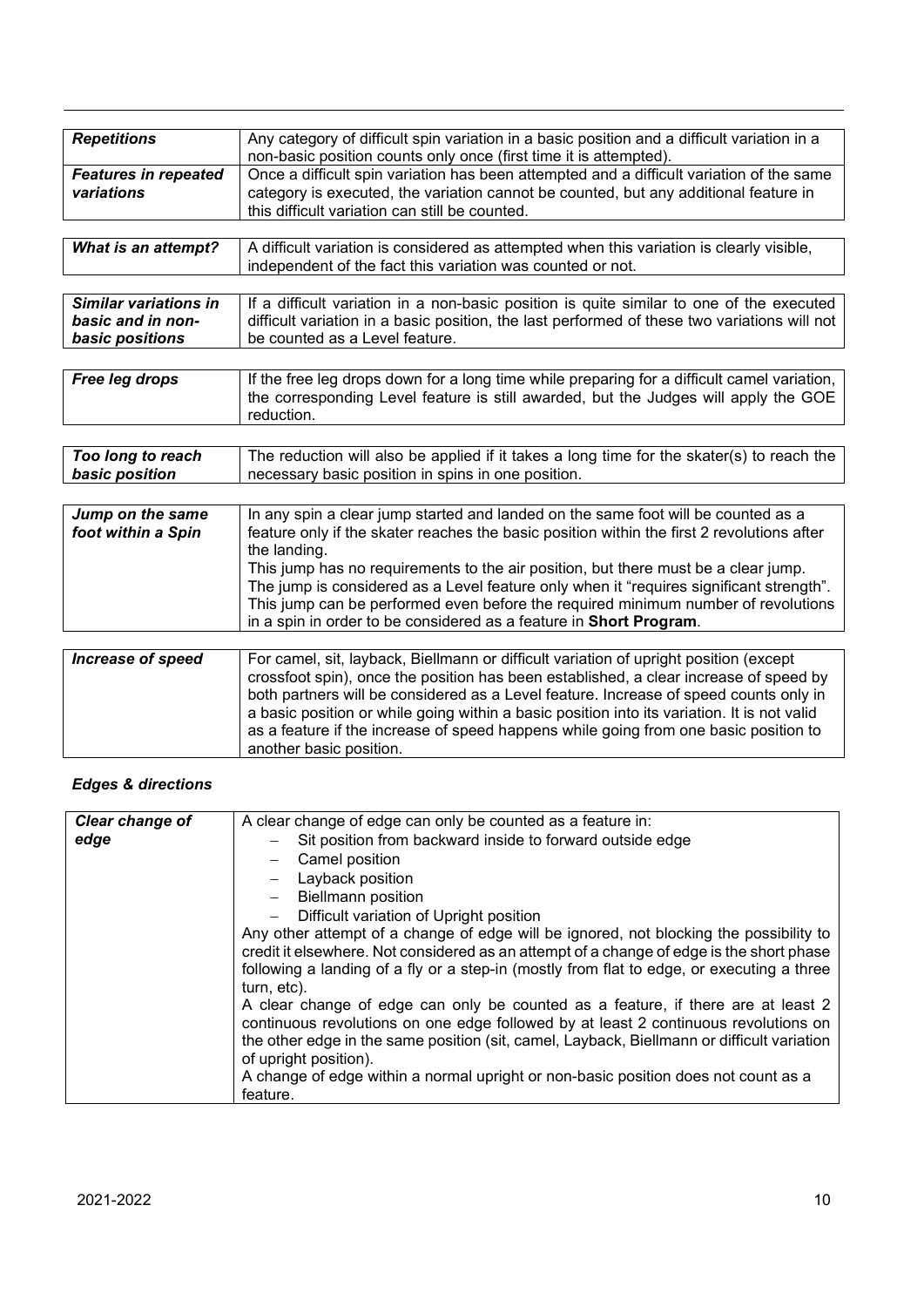| *Repetitions* | Any category of difficult spin variation in a basic position and a difficult variation in a non-basic position counts only once (first time it is attempted). |
|---|---|
| ***Features in repeated variations*** | Once a difficult spin variation has been attempted and a difficult variation of the same category is executed, the variation cannot be counted, but any additional feature in this difficult variation can still be counted. |

| ***What is an attempt?*** | A difficult variation is considered as attempted when this variation is clearly visible, independent of the fact this variation was counted or not. |
|---|---|

| ***Similar variations in basic and in non-basic positions*** | If a difficult variation in a non-basic position is quite similar to one of the executed difficult variation in a basic position, the last performed of these two variations will not be counted as a Level feature. |
|---|---|

| ***Free leg drops*** | If the free leg drops down for a long time while preparing for a difficult camel variation, the corresponding Level feature is still awarded, but the Judges will apply the GOE reduction. |
|---|---|

| ***Too long to reach basic position*** | The reduction will also be applied if it takes a long time for the skater(s) to reach the necessary basic position in spins in one position. |
|---|---|

| ***Jump on the same foot within a Spin*** | In any spin a clear jump started and landed on the same foot will be counted as a feature only if the skater reaches the basic position within the first 2 revolutions after the landing.<br>This jump has no requirements to the air position, but there must be a clear jump.<br>The jump is considered as a Level feature only when it "requires significant strength".<br>This jump can be performed even before the required minimum number of revolutions in a spin in order to be considered as a feature in **Short Program**. |
|---|---|

| ***Increase of speed*** | For camel, sit, layback, Biellmann or difficult variation of upright position (except crossfoot spin), once the position has been established, a clear increase of speed by both partners will be considered as a Level feature. Increase of speed counts only in a basic position or while going within a basic position into its variation. It is not valid as a feature if the increase of speed happens while going from one basic position to another basic position. |
|---|---|

### *Edges & directions*

| ***Clear change of edge*** | A clear change of edge can only be counted as a feature in:<br>– Sit position from backward inside to forward outside edge<br>– Camel position<br>– Layback position<br>– Biellmann position<br>– Difficult variation of Upright position<br>Any other attempt of a change of edge will be ignored, not blocking the possibility to credit it elsewhere. Not considered as an attempt of a change of edge is the short phase following a landing of a fly or a step-in (mostly from flat to edge, or executing a three turn, etc).<br>A clear change of edge can only be counted as a feature, if there are at least 2 continuous revolutions on one edge followed by at least 2 continuous revolutions on the other edge in the same position (sit, camel, Layback, Biellmann or difficult variation of upright position).<br>A change of edge within a normal upright or non-basic position does not count as a feature. |
|---|---|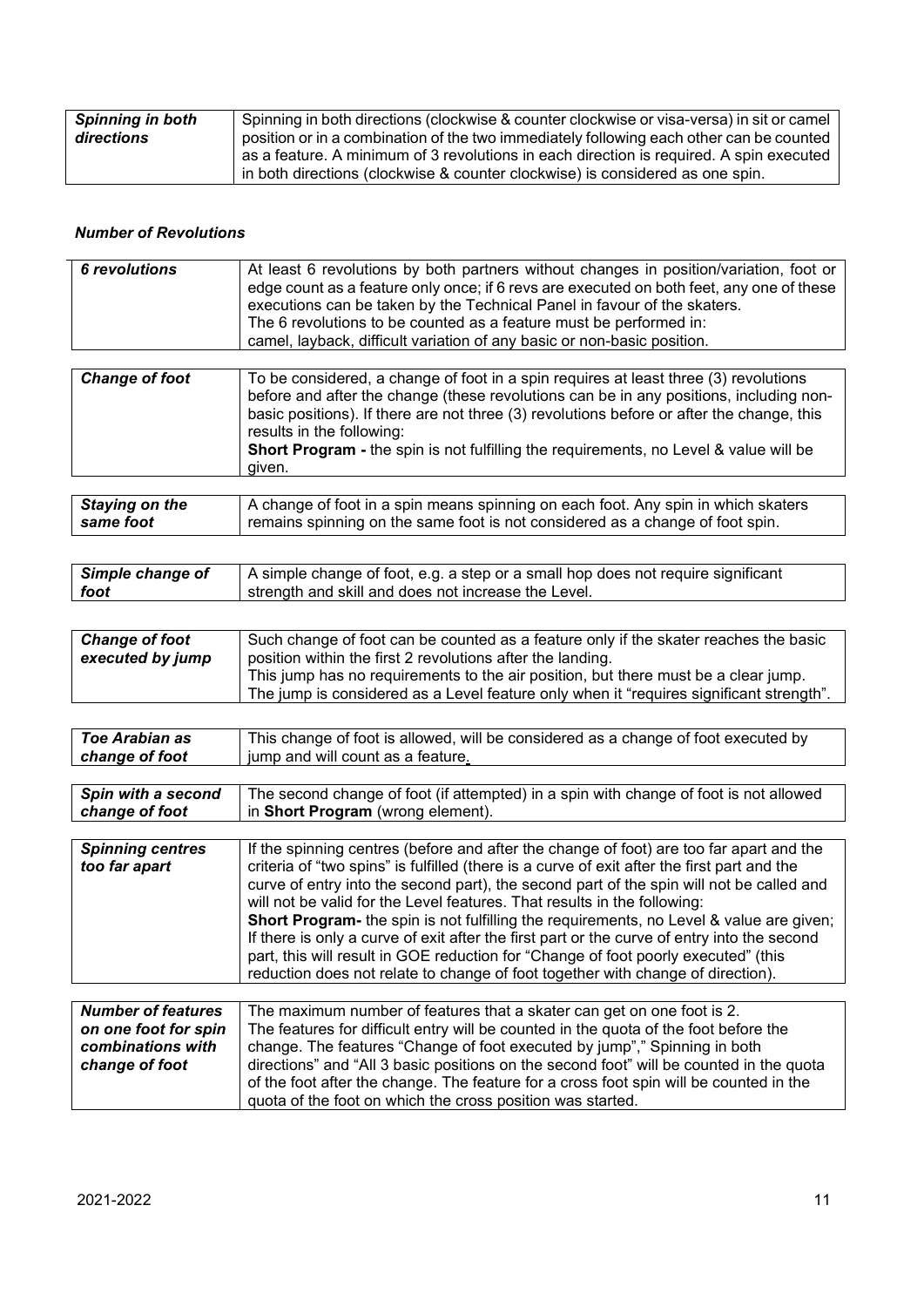| | |
|---|---|
| ***Spinning in both directions*** | Spinning in both directions (clockwise & counter clockwise or visa-versa) in sit or camel position or in a combination of the two immediately following each other can be counted as a feature. A minimum of 3 revolutions in each direction is required. A spin executed in both directions (clockwise & counter clockwise) is considered as one spin. |

### *Number of Revolutions*

| | |
|---|---|
| ***6 revolutions*** | At least 6 revolutions by both partners without changes in position/variation, foot or edge count as a feature only once; if 6 revs are executed on both feet, any one of these executions can be taken by the Technical Panel in favour of the skaters.<br>The 6 revolutions to be counted as a feature must be performed in:<br>camel, layback, difficult variation of any basic or non-basic position. |

| | |
|---|---|
| ***Change of foot*** | To be considered, a change of foot in a spin requires at least three (3) revolutions before and after the change (these revolutions can be in any positions, including non-basic positions). If there are not three (3) revolutions before or after the change, this results in the following:<br>**Short Program -** the spin is not fulfilling the requirements, no Level & value will be given. |

| | |
|---|---|
| ***Staying on the same foot*** | A change of foot in a spin means spinning on each foot. Any spin in which skaters remains spinning on the same foot is not considered as a change of foot spin. |

| | |
|---|---|
| ***Simple change of foot*** | A simple change of foot, e.g. a step or a small hop does not require significant strength and skill and does not increase the Level. |

| | |
|---|---|
| ***Change of foot executed by jump*** | Such change of foot can be counted as a feature only if the skater reaches the basic position within the first 2 revolutions after the landing.<br>This jump has no requirements to the air position, but there must be a clear jump.<br>The jump is considered as a Level feature only when it "requires significant strength". |

| | |
|---|---|
| ***Toe Arabian as change of foot*** | This change of foot is allowed, will be considered as a change of foot executed by jump and will count as a feature. |

| | |
|---|---|
| ***Spin with a second change of foot*** | The second change of foot (if attempted) in a spin with change of foot is not allowed in **Short Program** (wrong element). |

| | |
|---|---|
| ***Spinning centres too far apart*** | If the spinning centres (before and after the change of foot) are too far apart and the criteria of "two spins" is fulfilled (there is a curve of exit after the first part and the curve of entry into the second part), the second part of the spin will not be called and will not be valid for the Level features. That results in the following:<br>**Short Program-** the spin is not fulfilling the requirements, no Level & value are given;<br>If there is only a curve of exit after the first part or the curve of entry into the second part, this will result in GOE reduction for "Change of foot poorly executed" (this reduction does not relate to change of foot together with change of direction). |

| | |
|---|---|
| ***Number of features on one foot for spin combinations with change of foot*** | The maximum number of features that a skater can get on one foot is 2.<br>The features for difficult entry will be counted in the quota of the foot before the change. The features "Change of foot executed by jump"," Spinning in both directions" and "All 3 basic positions on the second foot" will be counted in the quota of the foot after the change. The feature for a cross foot spin will be counted in the quota of the foot on which the cross position was started. |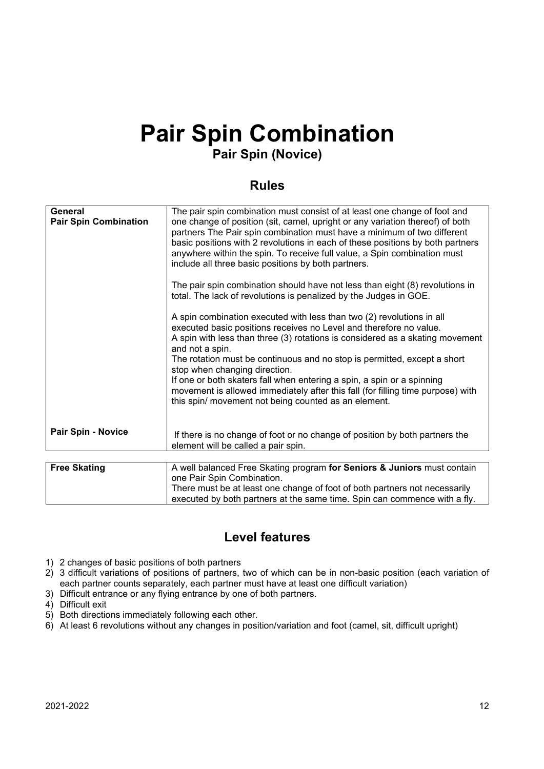# Pair Spin Combination

## Pair Spin (Novice)

## Rules

| | |
|---|---|
| **General**<br>**Pair Spin Combination** | The pair spin combination must consist of at least one change of foot and one change of position (sit, camel, upright or any variation thereof) of both partners The Pair spin combination must have a minimum of two different basic positions with 2 revolutions in each of these positions by both partners anywhere within the spin. To receive full value, a Spin combination must include all three basic positions by both partners.<br><br>The pair spin combination should have not less than eight (8) revolutions in total. The lack of revolutions is penalized by the Judges in GOE.<br><br>A spin combination executed with less than two (2) revolutions in all executed basic positions receives no Level and therefore no value.<br>A spin with less than three (3) rotations is considered as a skating movement and not a spin.<br>The rotation must be continuous and no stop is permitted, except a short stop when changing direction.<br>If one or both skaters fall when entering a spin, a spin or a spinning movement is allowed immediately after this fall (for filling time purpose) with this spin/ movement not being counted as an element. |
| **Pair Spin - Novice** | If there is no change of foot or no change of position by both partners the element will be called a pair spin. |

| | |
|---|---|
| **Free Skating** | A well balanced Free Skating program **for Seniors & Juniors** must contain one Pair Spin Combination.<br>There must be at least one change of foot of both partners not necessarily executed by both partners at the same time. Spin can commence with a fly. |

## Level features

1) 2 changes of basic positions of both partners
2) 3 difficult variations of positions of partners, two of which can be in non-basic position (each variation of each partner counts separately, each partner must have at least one difficult variation)
3) Difficult entrance or any flying entrance by one of both partners.
4) Difficult exit
5) Both directions immediately following each other.
6) At least 6 revolutions without any changes in position/variation and foot (camel, sit, difficult upright)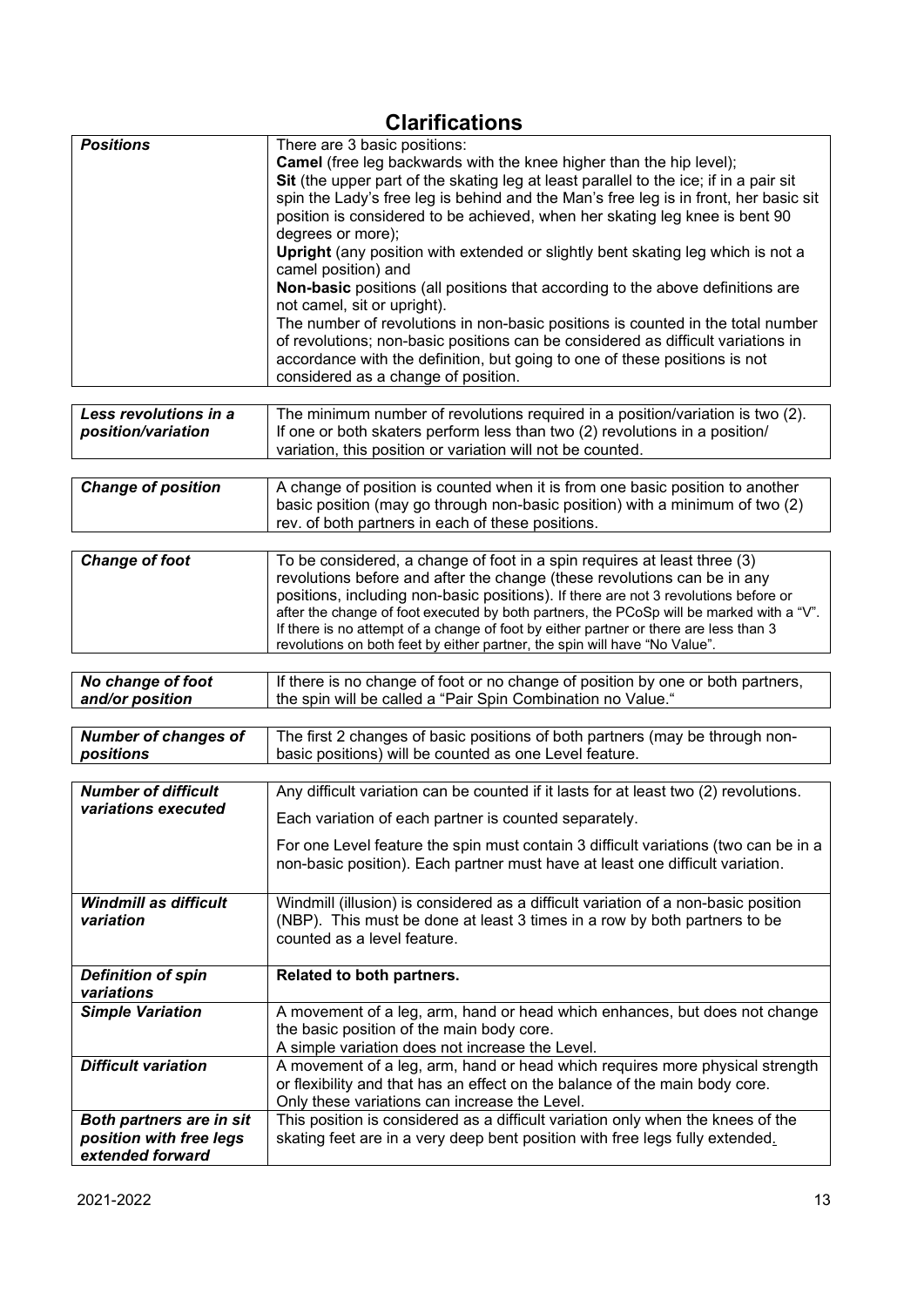# Clarifications

| | |
|---|---|
| ***Positions*** | There are 3 basic positions:<br>**Camel** (free leg backwards with the knee higher than the hip level);<br>**Sit** (the upper part of the skating leg at least parallel to the ice; if in a pair sit spin the Lady's free leg is behind and the Man's free leg is in front, her basic sit position is considered to be achieved, when her skating leg knee is bent 90 degrees or more);<br>**Upright** (any position with extended or slightly bent skating leg which is not a camel position) and<br>**Non-basic** positions (all positions that according to the above definitions are not camel, sit or upright).<br>The number of revolutions in non-basic positions is counted in the total number of revolutions; non-basic positions can be considered as difficult variations in accordance with the definition, but going to one of these positions is not considered as a change of position. |

| | |
|---|---|
| ***Less revolutions in a position/variation*** | The minimum number of revolutions required in a position/variation is two (2). If one or both skaters perform less than two (2) revolutions in a position/ variation, this position or variation will not be counted. |

| | |
|---|---|
| ***Change of position*** | A change of position is counted when it is from one basic position to another basic position (may go through non-basic position) with a minimum of two (2) rev. of both partners in each of these positions. |

| | |
|---|---|
| ***Change of foot*** | To be considered, a change of foot in a spin requires at least three (3) revolutions before and after the change (these revolutions can be in any positions, including non-basic positions). If there are not 3 revolutions before or after the change of foot executed by both partners, the PCoSp will be marked with a "V". If there is no attempt of a change of foot by either partner or there are less than 3 revolutions on both feet by either partner, the spin will have "No Value". |

| | |
|---|---|
| ***No change of foot and/or position*** | If there is no change of foot or no change of position by one or both partners, the spin will be called a "Pair Spin Combination no Value." |

| | |
|---|---|
| ***Number of changes of positions*** | The first 2 changes of basic positions of both partners (may be through non-basic positions) will be counted as one Level feature. |

| | |
|---|---|
| ***Number of difficult variations executed*** | Any difficult variation can be counted if it lasts for at least two (2) revolutions.<br>Each variation of each partner is counted separately.<br>For one Level feature the spin must contain 3 difficult variations (two can be in a non-basic position). Each partner must have at least one difficult variation. |
| ***Windmill as difficult variation*** | Windmill (illusion) is considered as a difficult variation of a non-basic position (NBP). This must be done at least 3 times in a row by both partners to be counted as a level feature. |
| ***Definition of spin variations*** | **Related to both partners.** |
| ***Simple Variation*** | A movement of a leg, arm, hand or head which enhances, but does not change the basic position of the main body core.<br>A simple variation does not increase the Level. |
| ***Difficult variation*** | A movement of a leg, arm, hand or head which requires more physical strength or flexibility and that has an effect on the balance of the main body core.<br>Only these variations can increase the Level. |
| ***Both partners are in sit position with free legs extended forward*** | This position is considered as a difficult variation only when the knees of the skating feet are in a very deep bent position with free legs fully extended. |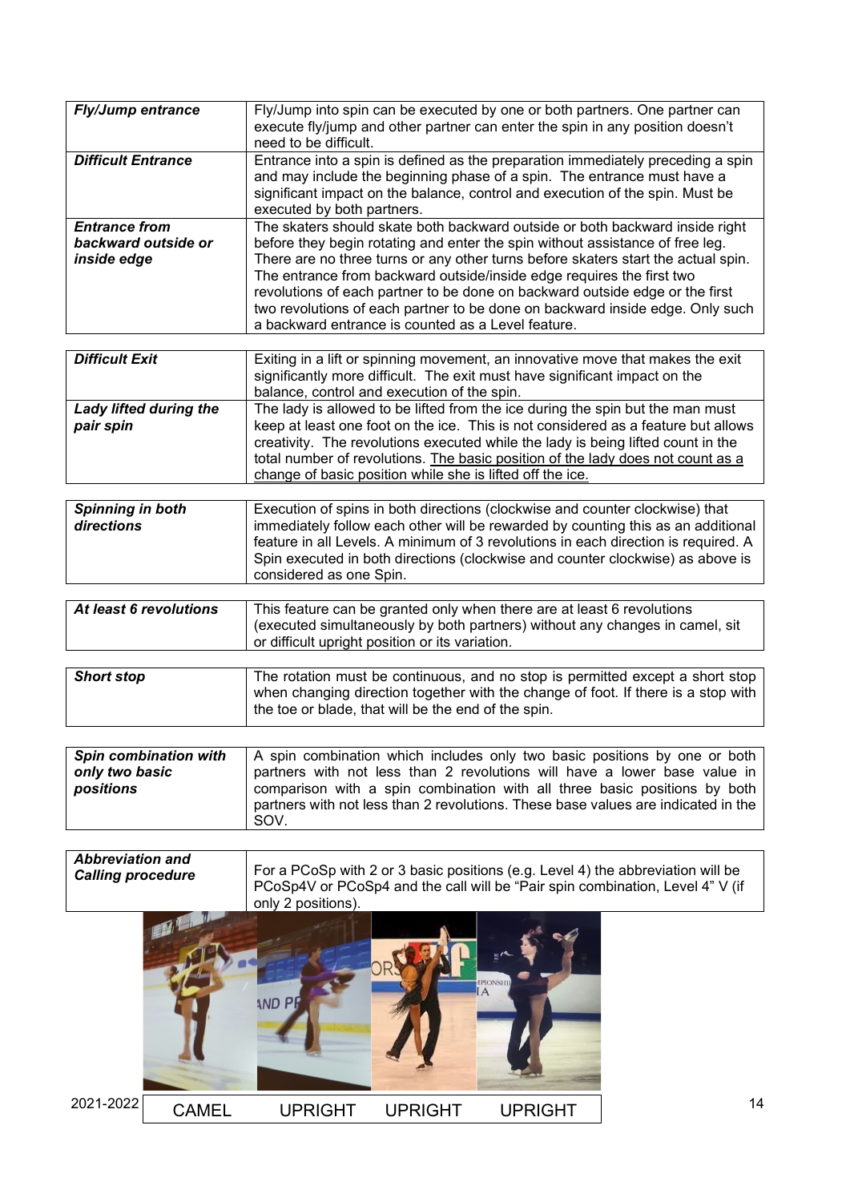| | |
|---|---|
| ***Fly/Jump entrance*** | Fly/Jump into spin can be executed by one or both partners. One partner can execute fly/jump and other partner can enter the spin in any position doesn't need to be difficult. |
| ***Difficult Entrance*** | Entrance into a spin is defined as the preparation immediately preceding a spin and may include the beginning phase of a spin. The entrance must have a significant impact on the balance, control and execution of the spin. Must be executed by both partners. |
| ***Entrance from backward outside or inside edge*** | The skaters should skate both backward outside or both backward inside right before they begin rotating and enter the spin without assistance of free leg. There are no three turns or any other turns before skaters start the actual spin. The entrance from backward outside/inside edge requires the first two revolutions of each partner to be done on backward outside edge or the first two revolutions of each partner to be done on backward inside edge. Only such a backward entrance is counted as a Level feature. |

| | |
|---|---|
| ***Difficult Exit*** | Exiting in a lift or spinning movement, an innovative move that makes the exit significantly more difficult. The exit must have significant impact on the balance, control and execution of the spin. |
| ***Lady lifted during the pair spin*** | The lady is allowed to be lifted from the ice during the spin but the man must keep at least one foot on the ice. This is not considered as a feature but allows creativity. The revolutions executed while the lady is being lifted count in the total number of revolutions. <u>The basic position of the lady does not count as a change of basic position while she is lifted off the ice.</u> |

| | |
|---|---|
| ***Spinning in both directions*** | Execution of spins in both directions (clockwise and counter clockwise) that immediately follow each other will be rewarded by counting this as an additional feature in all Levels. A minimum of 3 revolutions in each direction is required. A Spin executed in both directions (clockwise and counter clockwise) as above is considered as one Spin. |

| | |
|---|---|
| ***At least 6 revolutions*** | This feature can be granted only when there are at least 6 revolutions (executed simultaneously by both partners) without any changes in camel, sit or difficult upright position or its variation. |

| | |
|---|---|
| ***Short stop*** | The rotation must be continuous, and no stop is permitted except a short stop when changing direction together with the change of foot. If there is a stop with the toe or blade, that will be the end of the spin. |

| | |
|---|---|
| ***Spin combination with only two basic positions*** | A spin combination which includes only two basic positions by one or both partners with not less than 2 revolutions will have a lower base value in comparison with a spin combination with all three basic positions by both partners with not less than 2 revolutions. These base values are indicated in the SOV. |

| | |
|---|---|
| ***Abbreviation and Calling procedure*** | For a PCoSp with 2 or 3 basic positions (e.g. Level 4) the abbreviation will be PCoSp4V or PCoSp4 and the call will be "Pair spin combination, Level 4" V (if only 2 positions). |

| CAMEL | UPRIGHT | UPRIGHT | UPRIGHT |
|---|---|---|---|

2021-2022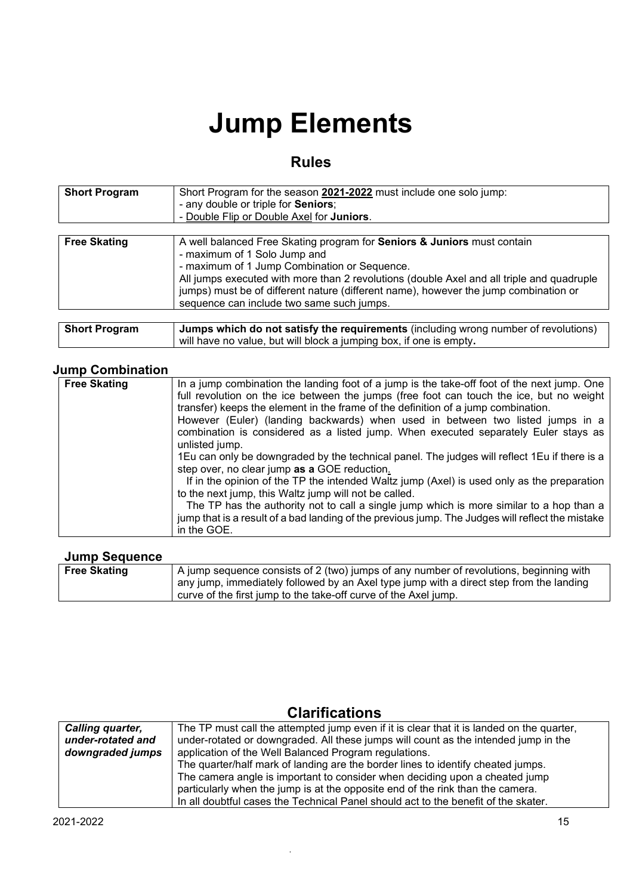# Jump Elements

## Rules

| | |
|---|---|
| **Short Program** | Short Program for the season **2021-2022** must include one solo jump:<br>- any double or triple for **Seniors**;<br>- Double Flip or Double Axel for **Juniors**. |

| | |
|---|---|
| **Free Skating** | A well balanced Free Skating program for **Seniors & Juniors** must contain<br>- maximum of 1 Solo Jump and<br>- maximum of 1 Jump Combination or Sequence.<br>All jumps executed with more than 2 revolutions (double Axel and all triple and quadruple jumps) must be of different nature (different name), however the jump combination or sequence can include two same such jumps. |

| | |
|---|---|
| **Short Program** | **Jumps which do not satisfy the requirements** (including wrong number of revolutions) will have no value, but will block a jumping box, if one is empty**.** |

### Jump Combination

| | |
|---|---|
| **Free Skating** | In a jump combination the landing foot of a jump is the take-off foot of the next jump. One full revolution on the ice between the jumps (free foot can touch the ice, but no weight transfer) keeps the element in the frame of the definition of a jump combination.<br>However (Euler) (landing backwards) when used in between two listed jumps in a combination is considered as a listed jump. When executed separately Euler stays as unlisted jump.<br>1Eu can only be downgraded by the technical panel. The judges will reflect 1Eu if there is a step over, no clear jump **as a** GOE reduction.<br>If in the opinion of the TP the intended Waltz jump (Axel) is used only as the preparation to the next jump, this Waltz jump will not be called.<br>The TP has the authority not to call a single jump which is more similar to a hop than a jump that is a result of a bad landing of the previous jump. The Judges will reflect the mistake in the GOE. |

### Jump Sequence

| | |
|---|---|
| **Free Skating** | A jump sequence consists of 2 (two) jumps of any number of revolutions, beginning with any jump, immediately followed by an Axel type jump with a direct step from the landing curve of the first jump to the take-off curve of the Axel jump. |

## Clarifications

| | |
|---|---|
| ***Calling quarter, under-rotated and downgraded jumps*** | The TP must call the attempted jump even if it is clear that it is landed on the quarter, under-rotated or downgraded. All these jumps will count as the intended jump in the application of the Well Balanced Program regulations.<br>The quarter/half mark of landing are the border lines to identify cheated jumps.<br>The camera angle is important to consider when deciding upon a cheated jump particularly when the jump is at the opposite end of the rink than the camera.<br>In all doubtful cases the Technical Panel should act to the benefit of the skater. |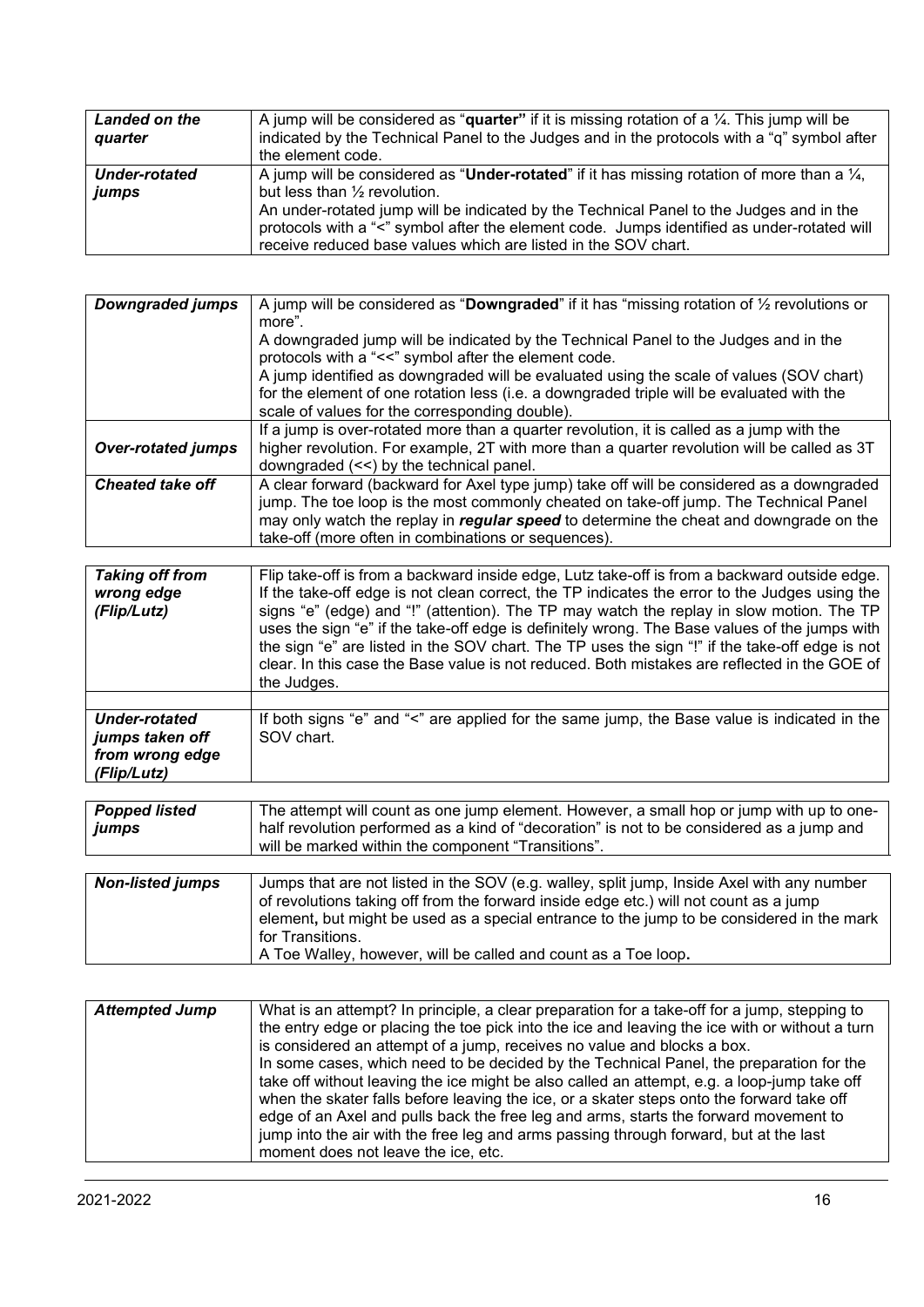| | |
|---|---|
| ***Landed on the quarter*** | A jump will be considered as "**quarter"** if it is missing rotation of a ¼. This jump will be indicated by the Technical Panel to the Judges and in the protocols with a "q" symbol after the element code. |
| ***Under-rotated jumps*** | A jump will be considered as "**Under-rotated**" if it has missing rotation of more than a ¼, but less than ½ revolution.<br>An under-rotated jump will be indicated by the Technical Panel to the Judges and in the protocols with a "<" symbol after the element code. Jumps identified as under-rotated will receive reduced base values which are listed in the SOV chart. |

| | |
|---|---|
| ***Downgraded jumps*** | A jump will be considered as "**Downgraded**" if it has "missing rotation of ½ revolutions or more".<br>A downgraded jump will be indicated by the Technical Panel to the Judges and in the protocols with a "<<" symbol after the element code.<br>A jump identified as downgraded will be evaluated using the scale of values (SOV chart) for the element of one rotation less (i.e. a downgraded triple will be evaluated with the scale of values for the corresponding double). |
| ***Over-rotated jumps*** | If a jump is over-rotated more than a quarter revolution, it is called as a jump with the higher revolution. For example, 2T with more than a quarter revolution will be called as 3T downgraded (<<) by the technical panel. |
| ***Cheated take off*** | A clear forward (backward for Axel type jump) take off will be considered as a downgraded jump. The toe loop is the most commonly cheated on take-off jump. The Technical Panel may only watch the replay in ***regular speed*** to determine the cheat and downgrade on the take-off (more often in combinations or sequences). |

| | |
|---|---|
| ***Taking off from wrong edge (Flip/Lutz)*** | Flip take-off is from a backward inside edge, Lutz take-off is from a backward outside edge. If the take-off edge is not clean correct, the TP indicates the error to the Judges using the signs "e" (edge) and "!" (attention). The TP may watch the replay in slow motion. The TP uses the sign "e" if the take-off edge is definitely wrong. The Base values of the jumps with the sign "e" are listed in the SOV chart. The TP uses the sign "!" if the take-off edge is not clear. In this case the Base value is not reduced. Both mistakes are reflected in the GOE of the Judges. |
| | |
| ***Under-rotated jumps taken off from wrong edge (Flip/Lutz)*** | If both signs "e" and "<" are applied for the same jump, the Base value is indicated in the SOV chart. |

| | |
|---|---|
| ***Popped listed jumps*** | The attempt will count as one jump element. However, a small hop or jump with up to one-half revolution performed as a kind of "decoration" is not to be considered as a jump and will be marked within the component "Transitions". |

| | |
|---|---|
| ***Non-listed jumps*** | Jumps that are not listed in the SOV (e.g. walley, split jump, Inside Axel with any number of revolutions taking off from the forward inside edge etc.) will not count as a jump element**,** but might be used as a special entrance to the jump to be considered in the mark for Transitions.<br>A Toe Walley, however, will be called and count as a Toe loop**.** |

| | |
|---|---|
| ***Attempted Jump*** | What is an attempt? In principle, a clear preparation for a take-off for a jump, stepping to the entry edge or placing the toe pick into the ice and leaving the ice with or without a turn is considered an attempt of a jump, receives no value and blocks a box.<br>In some cases, which need to be decided by the Technical Panel, the preparation for the take off without leaving the ice might be also called an attempt, e.g. a loop-jump take off when the skater falls before leaving the ice, or a skater steps onto the forward take off edge of an Axel and pulls back the free leg and arms, starts the forward movement to jump into the air with the free leg and arms passing through forward, but at the last moment does not leave the ice, etc. |

2021-2022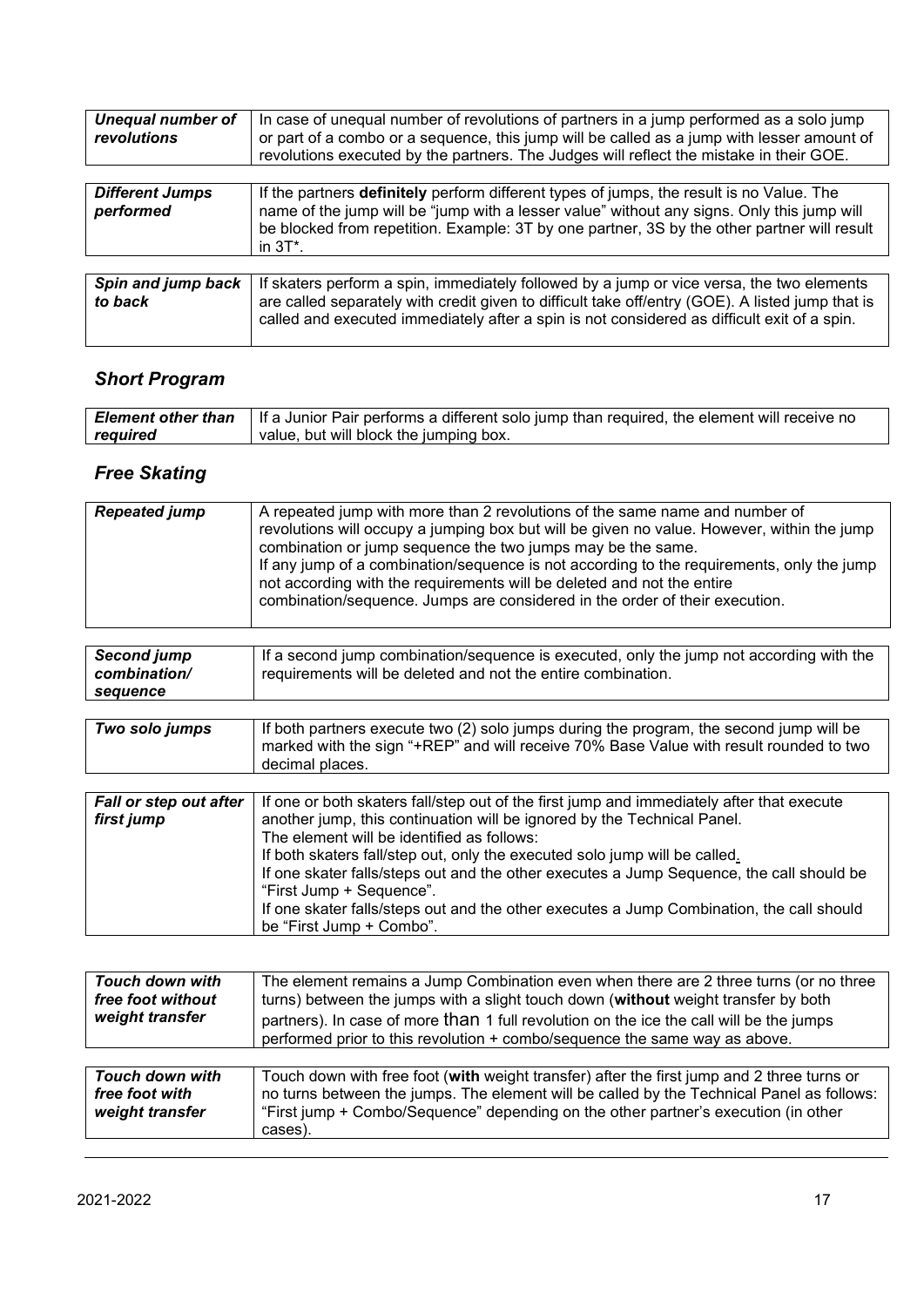| *Unequal number of revolutions* | In case of unequal number of revolutions of partners in a jump performed as a solo jump or part of a combo or a sequence, this jump will be called as a jump with lesser amount of revolutions executed by the partners. The Judges will reflect the mistake in their GOE. |
|---|---|

| *Different Jumps performed* | If the partners **definitely** perform different types of jumps, the result is no Value. The name of the jump will be "jump with a lesser value" without any signs. Only this jump will be blocked from repetition. Example: 3T by one partner, 3S by the other partner will result in 3T*. |
|---|---|

| *Spin and jump back to back* | If skaters perform a spin, immediately followed by a jump or vice versa, the two elements are called separately with credit given to difficult take off/entry (GOE). A listed jump that is called and executed immediately after a spin is not considered as difficult exit of a spin. |
|---|---|

## *Short Program*

| *Element other than required* | If a Junior Pair performs a different solo jump than required, the element will receive no value, but will block the jumping box. |
|---|---|

## *Free Skating*

| *Repeated jump* | A repeated jump with more than 2 revolutions of the same name and number of revolutions will occupy a jumping box but will be given no value. However, within the jump combination or jump sequence the two jumps may be the same.<br>If any jump of a combination/sequence is not according to the requirements, only the jump not according with the requirements will be deleted and not the entire combination/sequence. Jumps are considered in the order of their execution. |
|---|---|

| *Second jump combination/ sequence* | If a second jump combination/sequence is executed, only the jump not according with the requirements will be deleted and not the entire combination. |
|---|---|

| *Two solo jumps* | If both partners execute two (2) solo jumps during the program, the second jump will be marked with the sign "+REP" and will receive 70% Base Value with result rounded to two decimal places. |
|---|---|

| *Fall or step out after first jump* | If one or both skaters fall/step out of the first jump and immediately after that execute another jump, this continuation will be ignored by the Technical Panel.<br>The element will be identified as follows:<br>If both skaters fall/step out, only the executed solo jump will be called.<br>If one skater falls/steps out and the other executes a Jump Sequence, the call should be "First Jump + Sequence".<br>If one skater falls/steps out and the other executes a Jump Combination, the call should be "First Jump + Combo". |
|---|---|

| *Touch down with free foot without weight transfer* | The element remains a Jump Combination even when there are 2 three turns (or no three turns) between the jumps with a slight touch down (**without** weight transfer by both partners). In case of more than 1 full revolution on the ice the call will be the jumps performed prior to this revolution + combo/sequence the same way as above. |
|---|---|

| *Touch down with free foot with weight transfer* | Touch down with free foot (**with** weight transfer) after the first jump and 2 three turns or no turns between the jumps. The element will be called by the Technical Panel as follows: "First jump + Combo/Sequence" depending on the other partner's execution (in other cases). |
|---|---|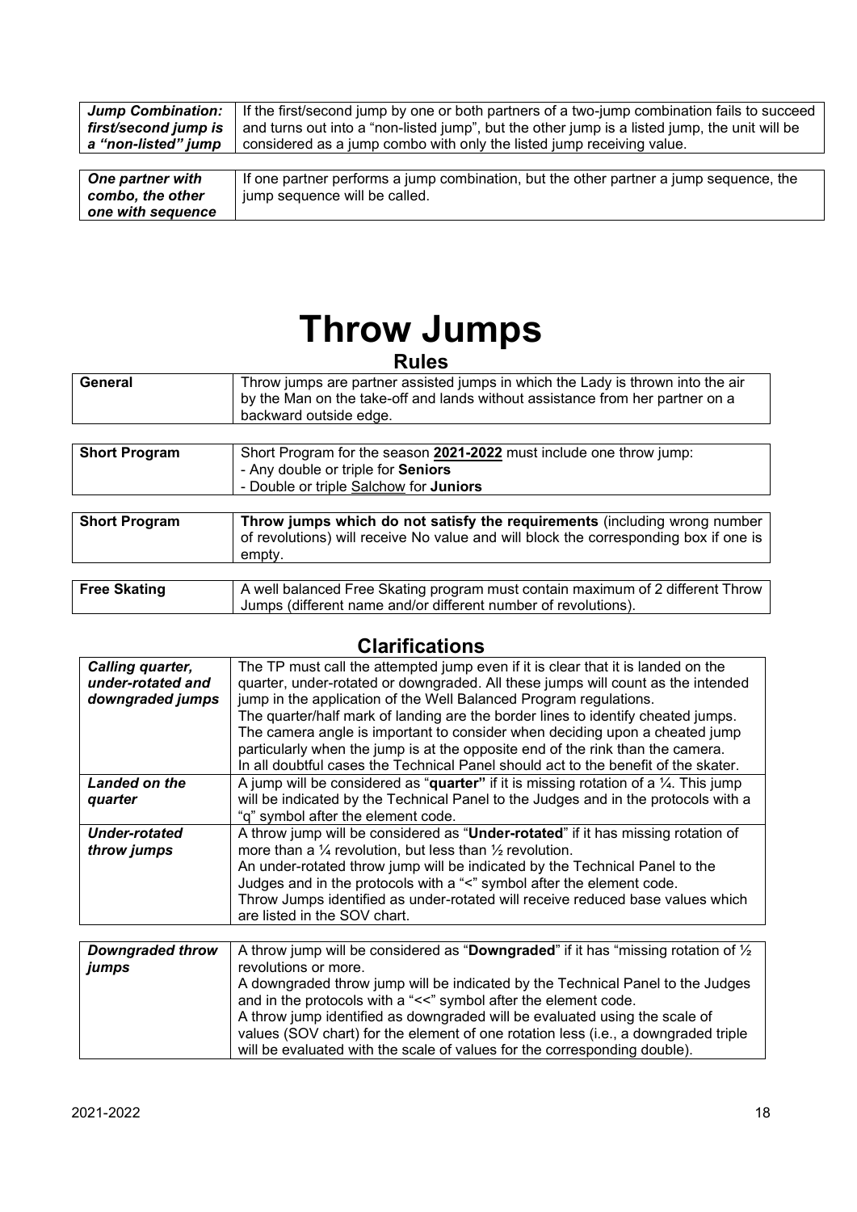| *Jump Combination: first/second jump is a "non-listed" jump* | If the first/second jump by one or both partners of a two-jump combination fails to succeed and turns out into a "non-listed jump", but the other jump is a listed jump, the unit will be considered as a jump combo with only the listed jump receiving value. |
|---|---|

| *One partner with combo, the other one with sequence* | If one partner performs a jump combination, but the other partner a jump sequence, the jump sequence will be called. |
|---|---|

# Throw Jumps

## Rules

| **General** | Throw jumps are partner assisted jumps in which the Lady is thrown into the air by the Man on the take-off and lands without assistance from her partner on a backward outside edge. |
|---|---|

| **Short Program** | Short Program for the season **2021-2022** must include one throw jump:<br>- Any double or triple for **Seniors**<br>- Double or triple Salchow for **Juniors** |
|---|---|

| **Short Program** | **Throw jumps which do not satisfy the requirements** (including wrong number of revolutions) will receive No value and will block the corresponding box if one is empty. |
|---|---|

| **Free Skating** | A well balanced Free Skating program must contain maximum of 2 different Throw Jumps (different name and/or different number of revolutions). |
|---|---|

## Clarifications

| *Calling quarter, under-rotated and downgraded jumps* | The TP must call the attempted jump even if it is clear that it is landed on the quarter, under-rotated or downgraded. All these jumps will count as the intended jump in the application of the Well Balanced Program regulations.<br>The quarter/half mark of landing are the border lines to identify cheated jumps.<br>The camera angle is important to consider when deciding upon a cheated jump particularly when the jump is at the opposite end of the rink than the camera.<br>In all doubtful cases the Technical Panel should act to the benefit of the skater. |
|---|---|
| *Landed on the quarter* | A jump will be considered as "**quarter"** if it is missing rotation of a ¼. This jump will be indicated by the Technical Panel to the Judges and in the protocols with a "q" symbol after the element code. |
| *Under-rotated throw jumps* | A throw jump will be considered as "**Under-rotated**" if it has missing rotation of more than a ¼ revolution, but less than ½ revolution.<br>An under-rotated throw jump will be indicated by the Technical Panel to the Judges and in the protocols with a "<" symbol after the element code.<br>Throw Jumps identified as under-rotated will receive reduced base values which are listed in the SOV chart. |

| *Downgraded throw jumps* | A throw jump will be considered as "**Downgraded**" if it has "missing rotation of ½ revolutions or more.<br>A downgraded throw jump will be indicated by the Technical Panel to the Judges and in the protocols with a "<<" symbol after the element code.<br>A throw jump identified as downgraded will be evaluated using the scale of values (SOV chart) for the element of one rotation less (i.e., a downgraded triple will be evaluated with the scale of values for the corresponding double). |
|---|---|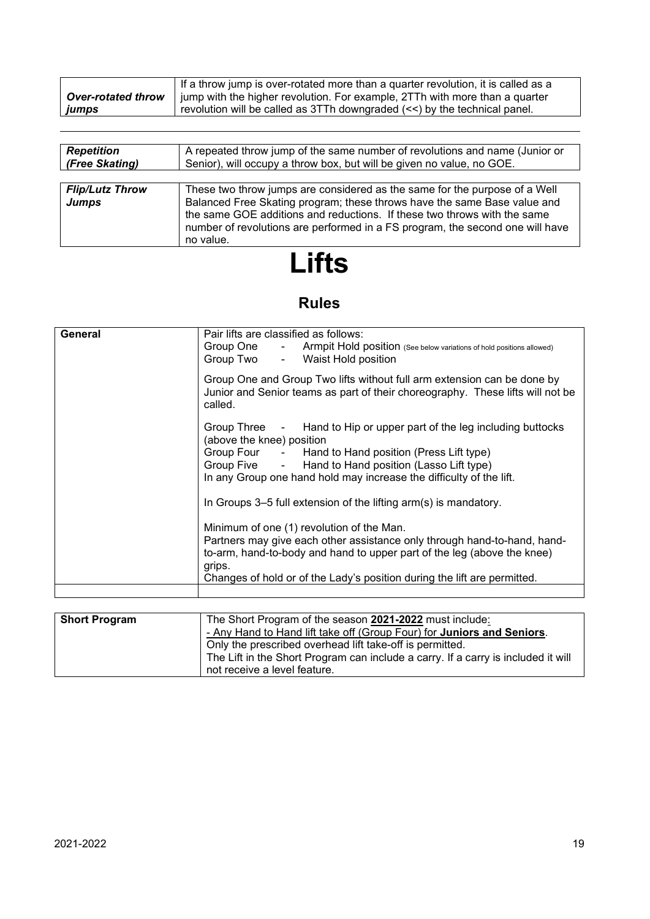| | |
|---|---|
| ***Over-rotated throw jumps*** | If a throw jump is over-rotated more than a quarter revolution, it is called as a jump with the higher revolution. For example, 2TTh with more than a quarter revolution will be called as 3TTh downgraded (<<) by the technical panel. |

| | |
|---|---|
| ***Repetition (Free Skating)*** | A repeated throw jump of the same number of revolutions and name (Junior or Senior), will occupy a throw box, but will be given no value, no GOE. |

| | |
|---|---|
| ***Flip/Lutz Throw Jumps*** | These two throw jumps are considered as the same for the purpose of a Well Balanced Free Skating program; these throws have the same Base value and the same GOE additions and reductions. If these two throws with the same number of revolutions are performed in a FS program, the second one will have no value. |

# Lifts

## Rules

| | |
|---|---|
| **General** | Pair lifts are classified as follows:<br>Group One - Armpit Hold position (See below variations of hold positions allowed)<br>Group Two - Waist Hold position<br><br>Group One and Group Two lifts without full arm extension can be done by Junior and Senior teams as part of their choreography. These lifts will not be called.<br><br>Group Three - Hand to Hip or upper part of the leg including buttocks (above the knee) position<br>Group Four - Hand to Hand position (Press Lift type)<br>Group Five - Hand to Hand position (Lasso Lift type)<br>In any Group one hand hold may increase the difficulty of the lift.<br><br>In Groups 3–5 full extension of the lifting arm(s) is mandatory.<br><br>Minimum of one (1) revolution of the Man.<br>Partners may give each other assistance only through hand-to-hand, hand-to-arm, hand-to-body and hand to upper part of the leg (above the knee) grips.<br>Changes of hold or of the Lady's position during the lift are permitted. |
| | |

| | |
|---|---|
| **Short Program** | The Short Program of the season **2021-2022** must include:<br>- Any Hand to Hand lift take off (Group Four) for **Juniors and Seniors**.<br>Only the prescribed overhead lift take-off is permitted.<br>The Lift in the Short Program can include a carry. If a carry is included it will not receive a level feature. |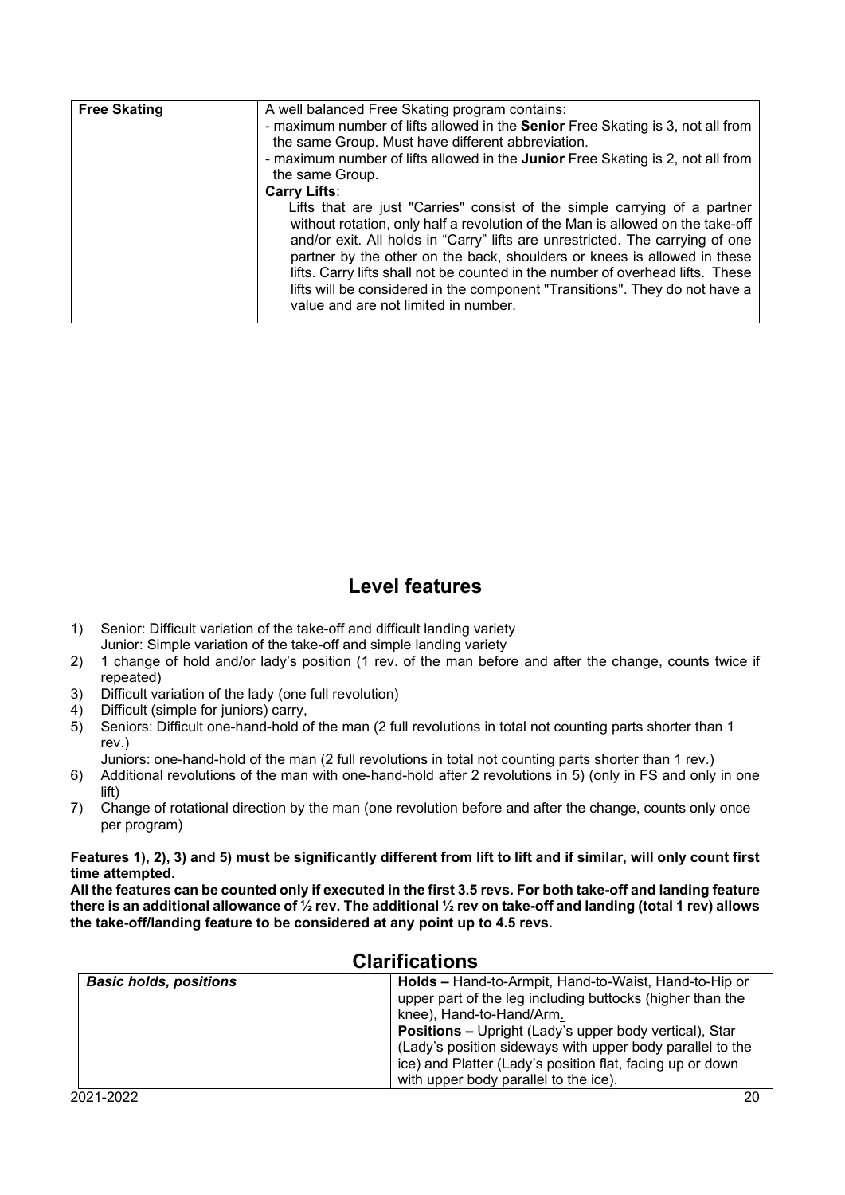| Free Skating | A well balanced Free Skating program contains:<br>- maximum number of lifts allowed in the **Senior** Free Skating is 3, not all from the same Group. Must have different abbreviation.<br>- maximum number of lifts allowed in the **Junior** Free Skating is 2, not all from the same Group.<br>**Carry Lifts**:<br>Lifts that are just "Carries" consist of the simple carrying of a partner without rotation, only half a revolution of the Man is allowed on the take-off and/or exit. All holds in "Carry" lifts are unrestricted. The carrying of one partner by the other on the back, shoulders or knees is allowed in these lifts. Carry lifts shall not be counted in the number of overhead lifts. These lifts will be considered in the component "Transitions". They do not have a value and are not limited in number. |
|---|---|

## Level features

1) Senior: Difficult variation of the take-off and difficult landing variety
   Junior: Simple variation of the take-off and simple landing variety
2) 1 change of hold and/or lady's position (1 rev. of the man before and after the change, counts twice if repeated)
3) Difficult variation of the lady (one full revolution)
4) Difficult (simple for juniors) carry,
5) Seniors: Difficult one-hand-hold of the man (2 full revolutions in total not counting parts shorter than 1 rev.)
   Juniors: one-hand-hold of the man (2 full revolutions in total not counting parts shorter than 1 rev.)
6) Additional revolutions of the man with one-hand-hold after 2 revolutions in 5) (only in FS and only in one lift)
7) Change of rotational direction by the man (one revolution before and after the change, counts only once per program)

**Features 1), 2), 3) and 5) must be significantly different from lift to lift and if similar, will only count first time attempted.**
**All the features can be counted only if executed in the first 3.5 revs. For both take-off and landing feature there is an additional allowance of ½ rev. The additional ½ rev on take-off and landing (total 1 rev) allows the take-off/landing feature to be considered at any point up to 4.5 revs.**

## Clarifications

| *Basic holds, positions* | **Holds –** Hand-to-Armpit, Hand-to-Waist, Hand-to-Hip or upper part of the leg including buttocks (higher than the knee), Hand-to-Hand/Arm.<br>**Positions –** Upright (Lady's upper body vertical), Star (Lady's position sideways with upper body parallel to the ice) and Platter (Lady's position flat, facing up or down with upper body parallel to the ice). |
|---|---|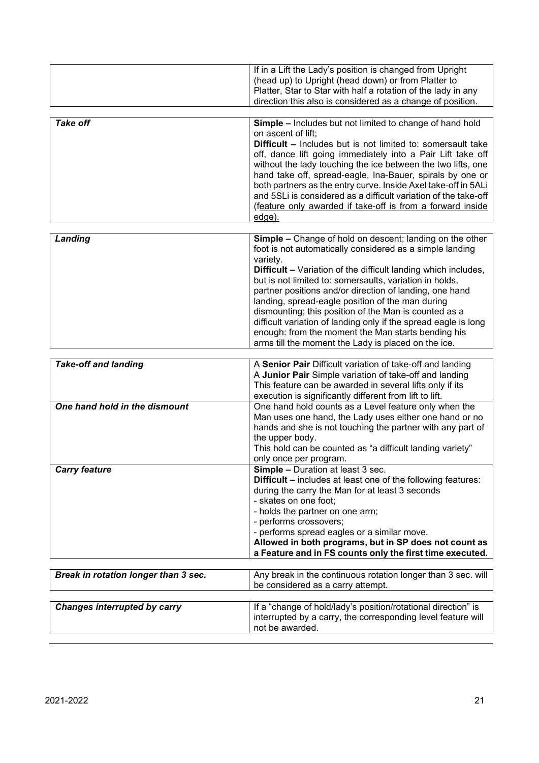| | |
|---|---|
| | If in a Lift the Lady's position is changed from Upright (head up) to Upright (head down) or from Platter to Platter, Star to Star with half a rotation of the lady in any direction this also is considered as a change of position. |

| | |
|---|---|
| ***Take off*** | **Simple –** Includes but not limited to change of hand hold on ascent of lift;<br>**Difficult –** Includes but is not limited to: somersault take off, dance lift going immediately into a Pair Lift take off without the lady touching the ice between the two lifts, one hand take off, spread-eagle, Ina-Bauer, spirals by one or both partners as the entry curve. Inside Axel take-off in 5ALi and 5SLi is considered as a difficult variation of the take-off (feature only awarded if take-off is from a forward inside edge). |

| | |
|---|---|
| ***Landing*** | **Simple –** Change of hold on descent; landing on the other foot is not automatically considered as a simple landing variety.<br>**Difficult –** Variation of the difficult landing which includes, but is not limited to: somersaults, variation in holds, partner positions and/or direction of landing, one hand landing, spread-eagle position of the man during dismounting; this position of the Man is counted as a difficult variation of landing only if the spread eagle is long enough: from the moment the Man starts bending his arms till the moment the Lady is placed on the ice. |

| | |
|---|---|
| ***Take-off and landing*** | A **Senior Pair** Difficult variation of take-off and landing<br>A **Junior Pair** Simple variation of take-off and landing<br>This feature can be awarded in several lifts only if its execution is significantly different from lift to lift. |
| ***One hand hold in the dismount*** | One hand hold counts as a Level feature only when the Man uses one hand, the Lady uses either one hand or no hands and she is not touching the partner with any part of the upper body.<br>This hold can be counted as "a difficult landing variety" only once per program. |
| ***Carry feature*** | **Simple –** Duration at least 3 sec.<br>**Difficult –** includes at least one of the following features: during the carry the Man for at least 3 seconds<br>- skates on one foot;<br>- holds the partner on one arm;<br>- performs crossovers;<br>- performs spread eagles or a similar move.<br>**Allowed in both programs, but in SP does not count as a Feature and in FS counts only the first time executed.** |

| | |
|---|---|
| ***Break in rotation longer than 3 sec.*** | Any break in the continuous rotation longer than 3 sec. will be considered as a carry attempt. |

| | |
|---|---|
| ***Changes interrupted by carry*** | If a "change of hold/lady's position/rotational direction" is interrupted by a carry, the corresponding level feature will not be awarded. |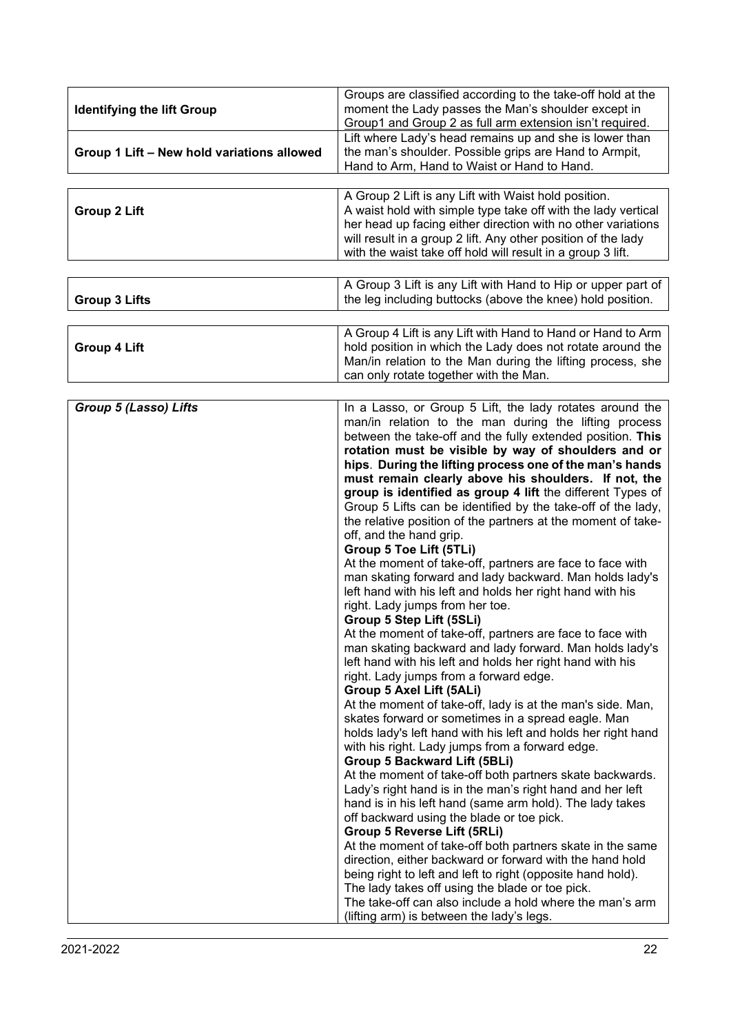| | |
|---|---|
| **Identifying the lift Group** | Groups are classified according to the take-off hold at the moment the Lady passes the Man's shoulder except in Group1 and Group 2 as full arm extension isn't required. |
| **Group 1 Lift – New hold variations allowed** | Lift where Lady's head remains up and she is lower than the man's shoulder. Possible grips are Hand to Armpit, Hand to Arm, Hand to Waist or Hand to Hand. |

| | |
|---|---|
| **Group 2 Lift** | A Group 2 Lift is any Lift with Waist hold position. A waist hold with simple type take off with the lady vertical her head up facing either direction with no other variations will result in a group 2 lift. Any other position of the lady with the waist take off hold will result in a group 3 lift. |

| | |
|---|---|
| **Group 3 Lifts** | A Group 3 Lift is any Lift with Hand to Hip or upper part of the leg including buttocks (above the knee) hold position. |

| | |
|---|---|
| **Group 4 Lift** | A Group 4 Lift is any Lift with Hand to Hand or Hand to Arm hold position in which the Lady does not rotate around the Man/in relation to the Man during the lifting process, she can only rotate together with the Man. |

| | |
|---|---|
| ***Group 5 (Lasso) Lifts*** | In a Lasso, or Group 5 Lift, the lady rotates around the man/in relation to the man during the lifting process between the take-off and the fully extended position. **This rotation must be visible by way of shoulders and or hips**. **During the lifting process one of the man's hands must remain clearly above his shoulders. If not, the group is identified as group 4 lift** the different Types of Group 5 Lifts can be identified by the take-off of the lady, the relative position of the partners at the moment of take-off, and the hand grip.<br>**Group 5 Toe Lift (5TLi)**<br>At the moment of take-off, partners are face to face with man skating forward and lady backward. Man holds lady's left hand with his left and holds her right hand with his right. Lady jumps from her toe.<br>**Group 5 Step Lift (5SLi)**<br>At the moment of take-off, partners are face to face with man skating backward and lady forward. Man holds lady's left hand with his left and holds her right hand with his right. Lady jumps from a forward edge.<br>**Group 5 Axel Lift (5ALi)**<br>At the moment of take-off, lady is at the man's side. Man, skates forward or sometimes in a spread eagle. Man holds lady's left hand with his left and holds her right hand with his right. Lady jumps from a forward edge.<br>**Group 5 Backward Lift (5BLi)**<br>At the moment of take-off both partners skate backwards. Lady's right hand is in the man's right hand and her left hand is in his left hand (same arm hold). The lady takes off backward using the blade or toe pick.<br>**Group 5 Reverse Lift (5RLi)**<br>At the moment of take-off both partners skate in the same direction, either backward or forward with the hand hold being right to left and left to right (opposite hand hold). The lady takes off using the blade or toe pick.<br>The take-off can also include a hold where the man's arm (lifting arm) is between the lady's legs. |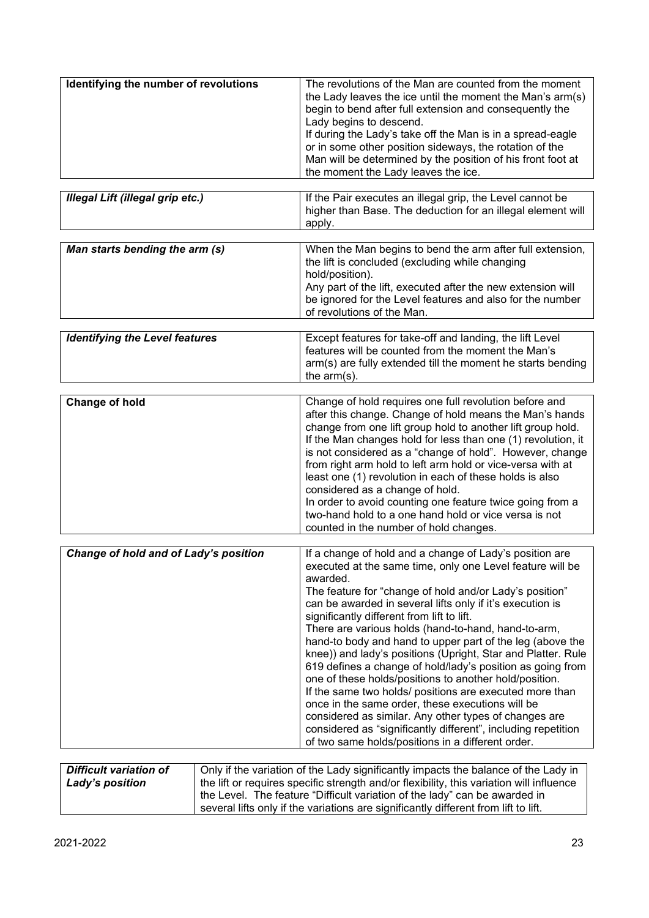| **Identifying the number of revolutions** | The revolutions of the Man are counted from the moment the Lady leaves the ice until the moment the Man's arm(s) begin to bend after full extension and consequently the Lady begins to descend.<br>If during the Lady's take off the Man is in a spread-eagle or in some other position sideways, the rotation of the Man will be determined by the position of his front foot at the moment the Lady leaves the ice. |
|---|---|

| ***Illegal Lift (illegal grip etc.)*** | If the Pair executes an illegal grip, the Level cannot be higher than Base. The deduction for an illegal element will apply. |
|---|---|

| ***Man starts bending the arm (s)*** | When the Man begins to bend the arm after full extension, the lift is concluded (excluding while changing hold/position).<br>Any part of the lift, executed after the new extension will be ignored for the Level features and also for the number of revolutions of the Man. |
|---|---|

| ***Identifying the Level features*** | Except features for take-off and landing, the lift Level features will be counted from the moment the Man's arm(s) are fully extended till the moment he starts bending the arm(s). |
|---|---|

| **Change of hold** | Change of hold requires one full revolution before and after this change. Change of hold means the Man's hands change from one lift group hold to another lift group hold. If the Man changes hold for less than one (1) revolution, it is not considered as a "change of hold". However, change from right arm hold to left arm hold or vice-versa with at least one (1) revolution in each of these holds is also considered as a change of hold.<br>In order to avoid counting one feature twice going from a two-hand hold to a one hand hold or vice versa is not counted in the number of hold changes. |
|---|---|

| ***Change of hold and of Lady's position*** | If a change of hold and a change of Lady's position are executed at the same time, only one Level feature will be awarded.<br>The feature for "change of hold and/or Lady's position" can be awarded in several lifts only if it's execution is significantly different from lift to lift.<br>There are various holds (hand-to-hand, hand-to-arm, hand-to body and hand to upper part of the leg (above the knee)) and lady's positions (Upright, Star and Platter. Rule 619 defines a change of hold/lady's position as going from one of these holds/positions to another hold/position.<br>If the same two holds/ positions are executed more than once in the same order, these executions will be considered as similar. Any other types of changes are considered as "significantly different", including repetition of two same holds/positions in a different order. |
|---|---|

| ***Difficult variation of Lady's position*** | Only if the variation of the Lady significantly impacts the balance of the Lady in the lift or requires specific strength and/or flexibility, this variation will influence the Level. The feature "Difficult variation of the lady" can be awarded in several lifts only if the variations are significantly different from lift to lift. |
|---|---|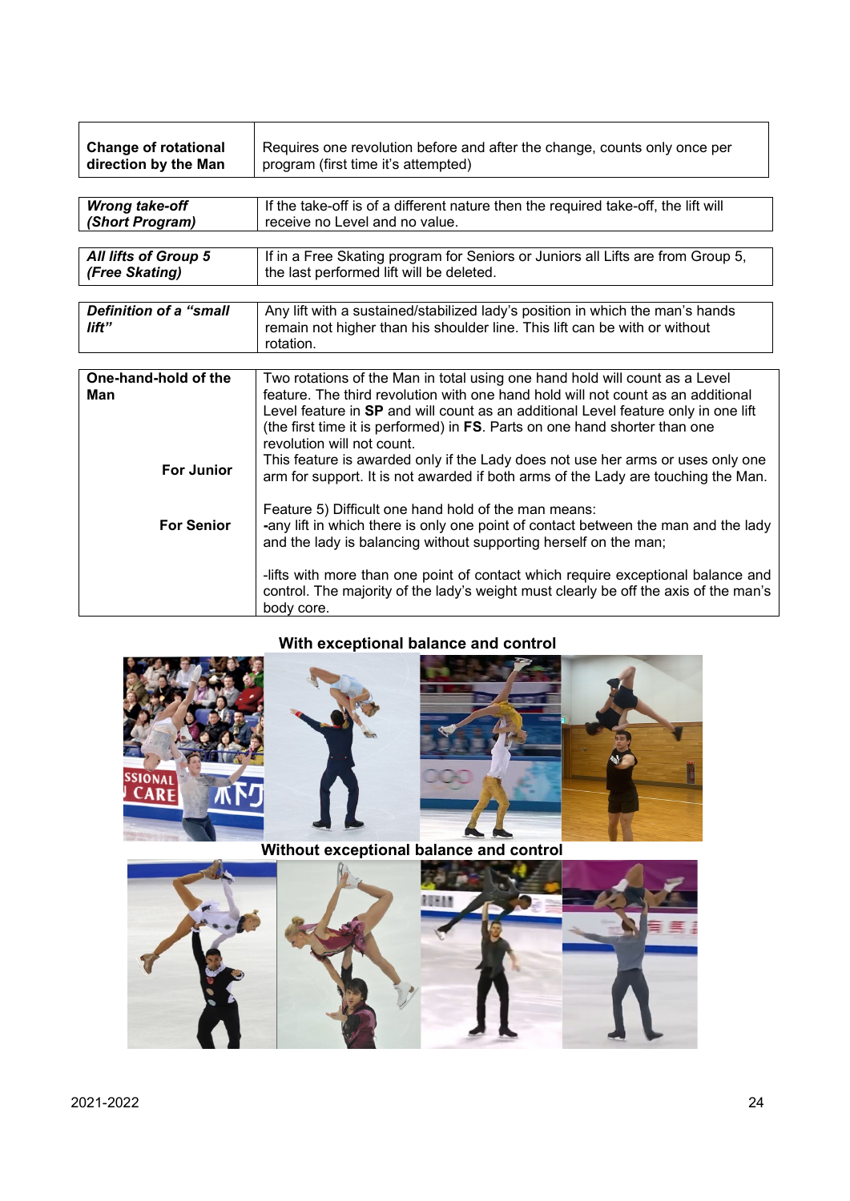| **Change of rotational direction by the Man** | Requires one revolution before and after the change, counts only once per program (first time it's attempted) |
|---|---|

| ***Wrong take-off (Short Program)*** | If the take-off is of a different nature then the required take-off, the lift will receive no Level and no value. |
|---|---|

| ***All lifts of Group 5 (Free Skating)*** | If in a Free Skating program for Seniors or Juniors all Lifts are from Group 5, the last performed lift will be deleted. |
|---|---|

| ***Definition of a "small lift"*** | Any lift with a sustained/stabilized lady's position in which the man's hands remain not higher than his shoulder line. This lift can be with or without rotation. |
|---|---|

| **One-hand-hold of the Man** | |
|---|---|
| **For Junior** | Two rotations of the Man in total using one hand hold will count as a Level feature. The third revolution with one hand hold will not count as an additional Level feature in **SP** and will count as an additional Level feature only in one lift (the first time it is performed) in **FS**. Parts on one hand shorter than one revolution will not count.<br>This feature is awarded only if the Lady does not use her arms or uses only one arm for support. It is not awarded if both arms of the Lady are touching the Man. |
| **For Senior** | Feature 5) Difficult one hand hold of the man means:<br>**-**any lift in which there is only one point of contact between the man and the lady and the lady is balancing without supporting herself on the man;<br><br>-lifts with more than one point of contact which require exceptional balance and control. The majority of the lady's weight must clearly be off the axis of the man's body core. |

**With exceptional balance and control**

**Without exceptional balance and control**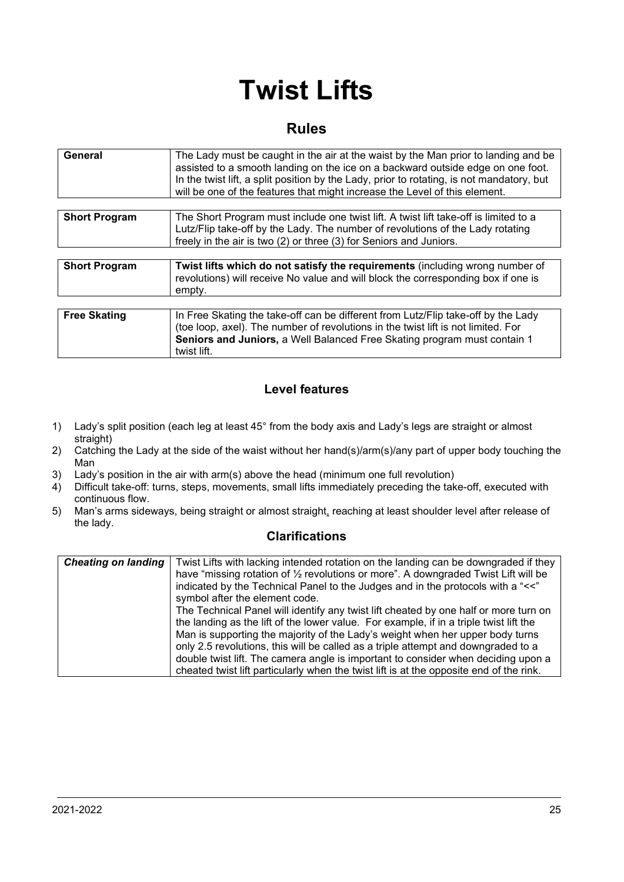# Twist Lifts

## Rules

| | |
|---|---|
| **General** | The Lady must be caught in the air at the waist by the Man prior to landing and be assisted to a smooth landing on the ice on a backward outside edge on one foot. In the twist lift, a split position by the Lady, prior to rotating, is not mandatory, but will be one of the features that might increase the Level of this element. |

| | |
|---|---|
| **Short Program** | The Short Program must include one twist lift. A twist lift take-off is limited to a Lutz/Flip take-off by the Lady. The number of revolutions of the Lady rotating freely in the air is two (2) or three (3) for Seniors and Juniors. |

| | |
|---|---|
| **Short Program** | **Twist lifts which do not satisfy the requirements** (including wrong number of revolutions) will receive No value and will block the corresponding box if one is empty. |

| | |
|---|---|
| **Free Skating** | In Free Skating the take-off can be different from Lutz/Flip take-off by the Lady (toe loop, axel). The number of revolutions in the twist lift is not limited. For **Seniors and Juniors,** a Well Balanced Free Skating program must contain 1 twist lift. |

### Level features

1) Lady's split position (each leg at least 45° from the body axis and Lady's legs are straight or almost straight)
2) Catching the Lady at the side of the waist without her hand(s)/arm(s)/any part of upper body touching the Man
3) Lady's position in the air with arm(s) above the head (minimum one full revolution)
4) Difficult take-off: turns, steps, movements, small lifts immediately preceding the take-off, executed with continuous flow.
5) Man's arms sideways, being straight or almost straight, reaching at least shoulder level after release of the lady.

### Clarifications

| | |
|---|---|
| ***Cheating on landing*** | Twist Lifts with lacking intended rotation on the landing can be downgraded if they have "missing rotation of ½ revolutions or more". A downgraded Twist Lift will be indicated by the Technical Panel to the Judges and in the protocols with a "<<" symbol after the element code.<br>The Technical Panel will identify any twist lift cheated by one half or more turn on the landing as the lift of the lower value. For example, if in a triple twist lift the Man is supporting the majority of the Lady's weight when her upper body turns only 2.5 revolutions, this will be called as a triple attempt and downgraded to a double twist lift. The camera angle is important to consider when deciding upon a cheated twist lift particularly when the twist lift is at the opposite end of the rink. |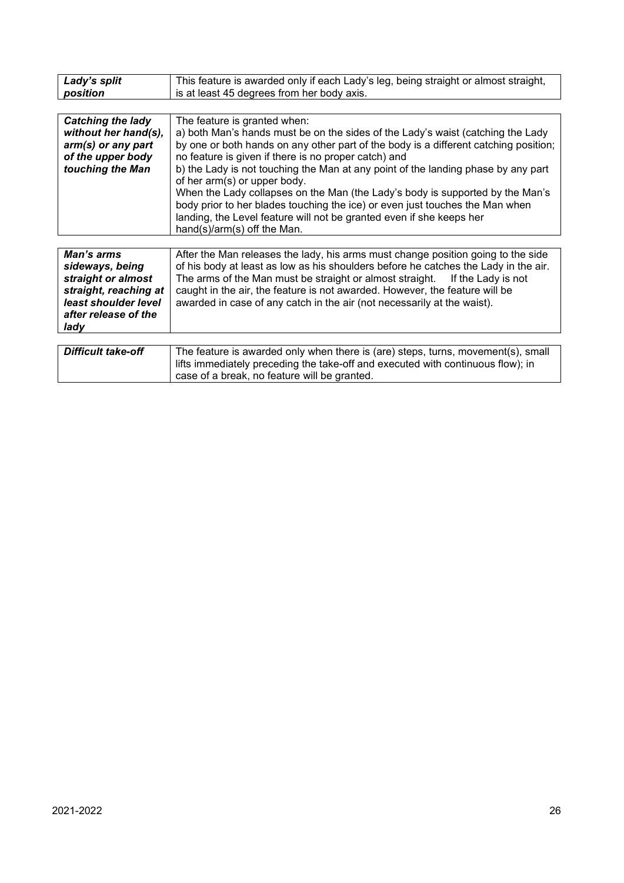| | |
|---|---|
| ***Lady's split position*** | This feature is awarded only if each Lady's leg, being straight or almost straight, is at least 45 degrees from her body axis. |

| | |
|---|---|
| ***Catching the lady without her hand(s), arm(s) or any part of the upper body touching the Man*** | The feature is granted when:<br>a) both Man's hands must be on the sides of the Lady's waist (catching the Lady by one or both hands on any other part of the body is a different catching position; no feature is given if there is no proper catch) and<br>b) the Lady is not touching the Man at any point of the landing phase by any part of her arm(s) or upper body.<br>When the Lady collapses on the Man (the Lady's body is supported by the Man's body prior to her blades touching the ice) or even just touches the Man when landing, the Level feature will not be granted even if she keeps her hand(s)/arm(s) off the Man. |

| | |
|---|---|
| ***Man's arms sideways, being straight or almost straight, reaching at least shoulder level after release of the lady*** | After the Man releases the lady, his arms must change position going to the side of his body at least as low as his shoulders before he catches the Lady in the air. The arms of the Man must be straight or almost straight. If the Lady is not caught in the air, the feature is not awarded. However, the feature will be awarded in case of any catch in the air (not necessarily at the waist). |

| | |
|---|---|
| ***Difficult take-off*** | The feature is awarded only when there is (are) steps, turns, movement(s), small lifts immediately preceding the take-off and executed with continuous flow); in case of a break, no feature will be granted. |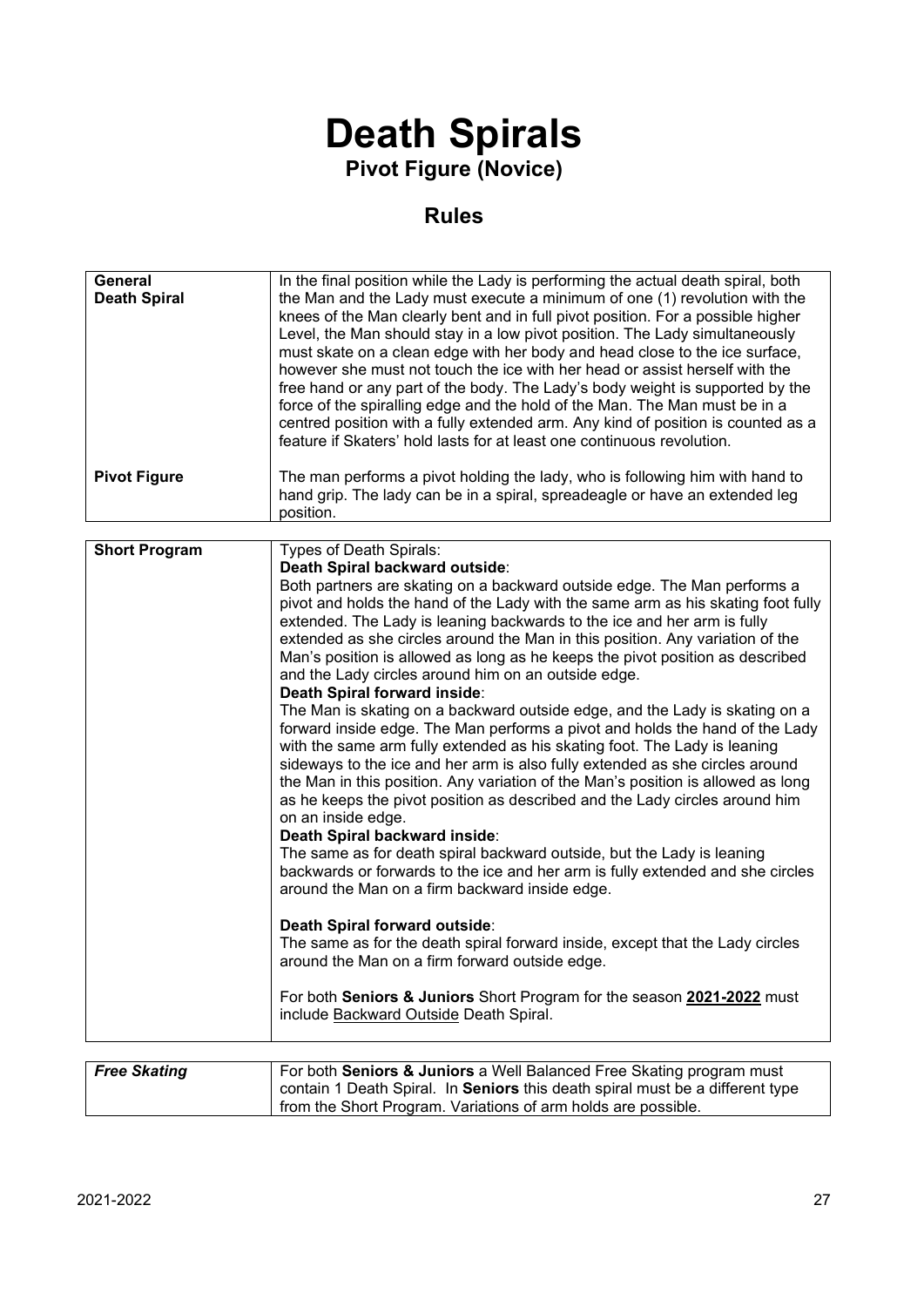# Death Spirals

## Pivot Figure (Novice)

## Rules

| | |
|---|---|
| **General Death Spiral** | In the final position while the Lady is performing the actual death spiral, both the Man and the Lady must execute a minimum of one (1) revolution with the knees of the Man clearly bent and in full pivot position. For a possible higher Level, the Man should stay in a low pivot position. The Lady simultaneously must skate on a clean edge with her body and head close to the ice surface, however she must not touch the ice with her head or assist herself with the free hand or any part of the body. The Lady's body weight is supported by the force of the spiralling edge and the hold of the Man. The Man must be in a centred position with a fully extended arm. Any kind of position is counted as a feature if Skaters' hold lasts for at least one continuous revolution. |
| **Pivot Figure** | The man performs a pivot holding the lady, who is following him with hand to hand grip. The lady can be in a spiral, spreadeagle or have an extended leg position. |

| | |
|---|---|
| **Short Program** | Types of Death Spirals:<br>**Death Spiral backward outside**:<br>Both partners are skating on a backward outside edge. The Man performs a pivot and holds the hand of the Lady with the same arm as his skating foot fully extended. The Lady is leaning backwards to the ice and her arm is fully extended as she circles around the Man in this position. Any variation of the Man's position is allowed as long as he keeps the pivot position as described and the Lady circles around him on an outside edge.<br>**Death Spiral forward inside**:<br>The Man is skating on a backward outside edge, and the Lady is skating on a forward inside edge. The Man performs a pivot and holds the hand of the Lady with the same arm fully extended as his skating foot. The Lady is leaning sideways to the ice and her arm is also fully extended as she circles around the Man in this position. Any variation of the Man's position is allowed as long as he keeps the pivot position as described and the Lady circles around him on an inside edge.<br>**Death Spiral backward inside**:<br>The same as for death spiral backward outside, but the Lady is leaning backwards or forwards to the ice and her arm is fully extended and she circles around the Man on a firm backward inside edge.<br><br>**Death Spiral forward outside**:<br>The same as for the death spiral forward inside, except that the Lady circles around the Man on a firm forward outside edge.<br><br>For both **Seniors & Juniors** Short Program for the season **2021-2022** must include Backward Outside Death Spiral. |

| | |
|---|---|
| ***Free Skating*** | For both **Seniors & Juniors** a Well Balanced Free Skating program must contain 1 Death Spiral. In **Seniors** this death spiral must be a different type from the Short Program. Variations of arm holds are possible. |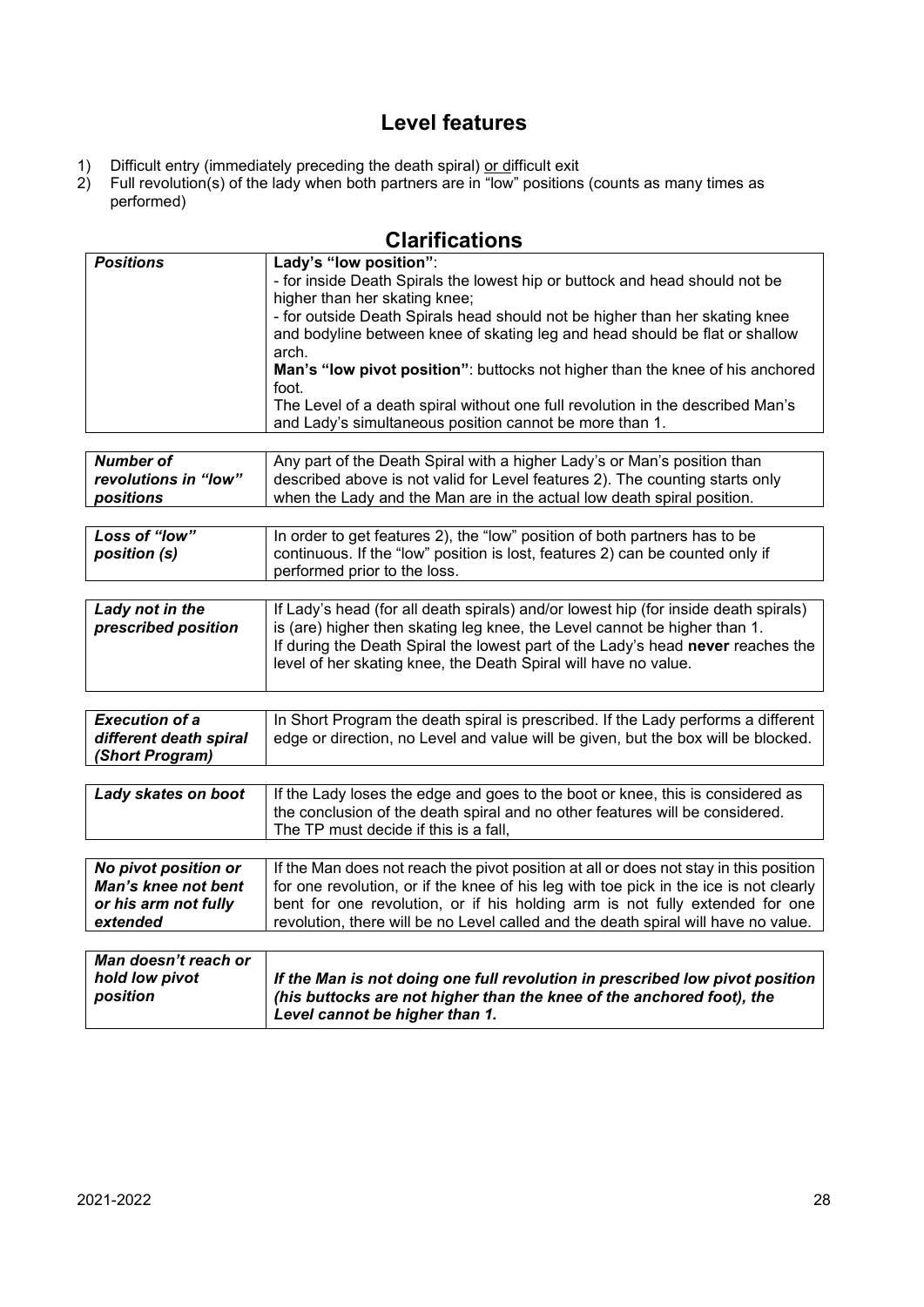## Level features

1) Difficult entry (immediately preceding the death spiral) or difficult exit
2) Full revolution(s) of the lady when both partners are in "low" positions (counts as many times as performed)

## Clarifications

| | |
|---|---|
| ***Positions*** | **Lady's "low position"**:<br>- for inside Death Spirals the lowest hip or buttock and head should not be higher than her skating knee;<br>- for outside Death Spirals head should not be higher than her skating knee and bodyline between knee of skating leg and head should be flat or shallow arch.<br>**Man's "low pivot position"**: buttocks not higher than the knee of his anchored foot.<br>The Level of a death spiral without one full revolution in the described Man's and Lady's simultaneous position cannot be more than 1. |

| | |
|---|---|
| ***Number of revolutions in "low" positions*** | Any part of the Death Spiral with a higher Lady's or Man's position than described above is not valid for Level features 2). The counting starts only when the Lady and the Man are in the actual low death spiral position. |

| | |
|---|---|
| ***Loss of "low" position (s)*** | In order to get features 2), the "low" position of both partners has to be continuous. If the "low" position is lost, features 2) can be counted only if performed prior to the loss. |

| | |
|---|---|
| ***Lady not in the prescribed position*** | If Lady's head (for all death spirals) and/or lowest hip (for inside death spirals) is (are) higher then skating leg knee, the Level cannot be higher than 1.<br>If during the Death Spiral the lowest part of the Lady's head **never** reaches the level of her skating knee, the Death Spiral will have no value. |

| | |
|---|---|
| ***Execution of a different death spiral (Short Program)*** | In Short Program the death spiral is prescribed. If the Lady performs a different edge or direction, no Level and value will be given, but the box will be blocked. |

| | |
|---|---|
| ***Lady skates on boot*** | If the Lady loses the edge and goes to the boot or knee, this is considered as the conclusion of the death spiral and no other features will be considered. The TP must decide if this is a fall, |

| | |
|---|---|
| ***No pivot position or Man's knee not bent or his arm not fully extended*** | If the Man does not reach the pivot position at all or does not stay in this position for one revolution, or if the knee of his leg with toe pick in the ice is not clearly bent for one revolution, or if his holding arm is not fully extended for one revolution, there will be no Level called and the death spiral will have no value. |

| | |
|---|---|
| ***Man doesn't reach or hold low pivot position*** | ***If the Man is not doing one full revolution in prescribed low pivot position (his buttocks are not higher than the knee of the anchored foot), the Level cannot be higher than 1.*** |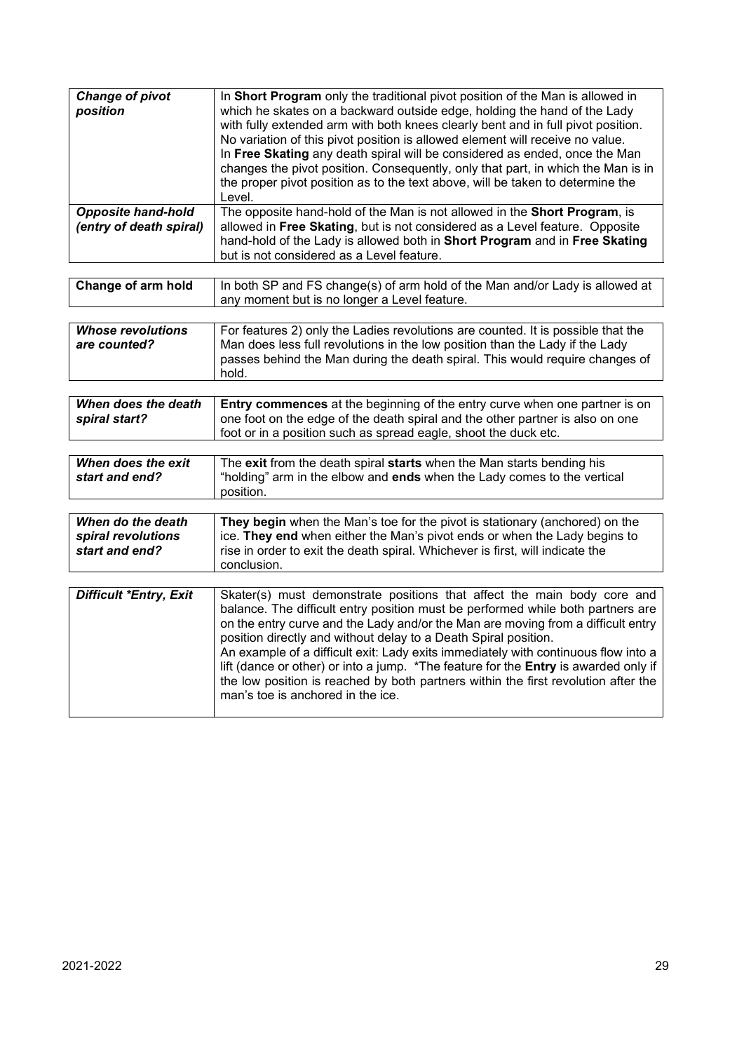| | |
|---|---|
| ***Change of pivot position*** | In **Short Program** only the traditional pivot position of the Man is allowed in which he skates on a backward outside edge, holding the hand of the Lady with fully extended arm with both knees clearly bent and in full pivot position. No variation of this pivot position is allowed element will receive no value. In **Free Skating** any death spiral will be considered as ended, once the Man changes the pivot position. Consequently, only that part, in which the Man is in the proper pivot position as to the text above, will be taken to determine the Level. |
| ***Opposite hand-hold (entry of death spiral)*** | The opposite hand-hold of the Man is not allowed in the **Short Program**, is allowed in **Free Skating**, but is not considered as a Level feature. Opposite hand-hold of the Lady is allowed both in **Short Program** and in **Free Skating** but is not considered as a Level feature. |

| | |
|---|---|
| **Change of arm hold** | In both SP and FS change(s) of arm hold of the Man and/or Lady is allowed at any moment but is no longer a Level feature. |

| | |
|---|---|
| ***Whose revolutions are counted?*** | For features 2) only the Ladies revolutions are counted. It is possible that the Man does less full revolutions in the low position than the Lady if the Lady passes behind the Man during the death spiral. This would require changes of hold. |

| | |
|---|---|
| ***When does the death spiral start?*** | **Entry commences** at the beginning of the entry curve when one partner is on one foot on the edge of the death spiral and the other partner is also on one foot or in a position such as spread eagle, shoot the duck etc. |

| | |
|---|---|
| ***When does the exit start and end?*** | The **exit** from the death spiral **starts** when the Man starts bending his "holding" arm in the elbow and **ends** when the Lady comes to the vertical position. |

| | |
|---|---|
| ***When do the death spiral revolutions start and end?*** | **They begin** when the Man's toe for the pivot is stationary (anchored) on the ice. **They end** when either the Man's pivot ends or when the Lady begins to rise in order to exit the death spiral. Whichever is first, will indicate the conclusion. |

| | |
|---|---|
| ***Difficult *Entry, Exit*** | Skater(s) must demonstrate positions that affect the main body core and balance. The difficult entry position must be performed while both partners are on the entry curve and the Lady and/or the Man are moving from a difficult entry position directly and without delay to a Death Spiral position. An example of a difficult exit: Lady exits immediately with continuous flow into a lift (dance or other) or into a jump. *The feature for the **Entry** is awarded only if the low position is reached by both partners within the first revolution after the man's toe is anchored in the ice. |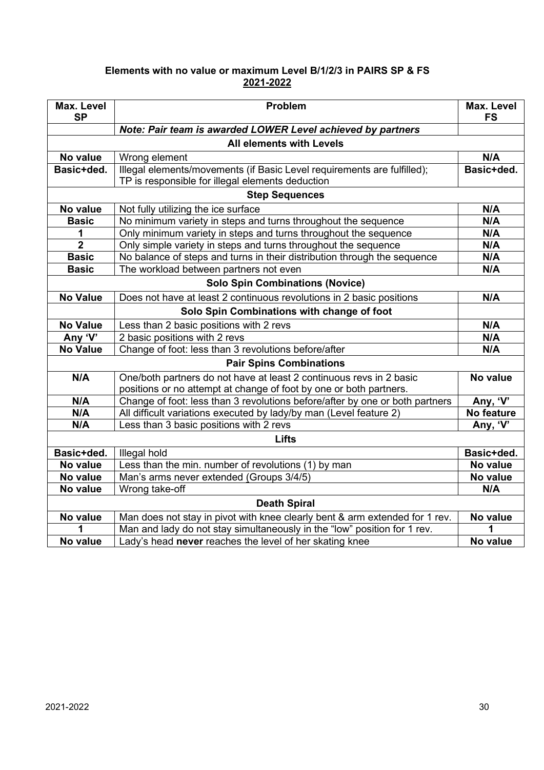**Elements with no value or maximum Level B/1/2/3 in PAIRS SP & FS**
**2021-2022**

| Max. Level SP | Problem | Max. Level FS |
|---|---|---|
| | ***Note: Pair team is awarded LOWER Level achieved by partners*** | |
| | **All elements with Levels** | |
| **No value** | Wrong element | **N/A** |
| **Basic+ded.** | Illegal elements/movements (if Basic Level requirements are fulfilled); TP is responsible for illegal elements deduction | **Basic+ded.** |
| | **Step Sequences** | |
| **No value** | Not fully utilizing the ice surface | **N/A** |
| **Basic** | No minimum variety in steps and turns throughout the sequence | **N/A** |
| **1** | Only minimum variety in steps and turns throughout the sequence | **N/A** |
| **2** | Only simple variety in steps and turns throughout the sequence | **N/A** |
| **Basic** | No balance of steps and turns in their distribution through the sequence | **N/A** |
| **Basic** | The workload between partners not even | **N/A** |
| | **Solo Spin Combinations (Novice)** | |
| **No Value** | Does not have at least 2 continuous revolutions in 2 basic positions | **N/A** |
| | **Solo Spin Combinations with change of foot** | |
| **No Value** | Less than 2 basic positions with 2 revs | **N/A** |
| **Any 'V'** | 2 basic positions with 2 revs | **N/A** |
| **No Value** | Change of foot: less than 3 revolutions before/after | **N/A** |
| | **Pair Spins Combinations** | |
| **N/A** | One/both partners do not have at least 2 continuous revs in 2 basic positions or no attempt at change of foot by one or both partners. | **No value** |
| **N/A** | Change of foot: less than 3 revolutions before/after by one or both partners | **Any, 'V'** |
| **N/A** | All difficult variations executed by lady/by man (Level feature 2) | **No feature** |
| **N/A** | Less than 3 basic positions with 2 revs | **Any, 'V'** |
| | **Lifts** | |
| **Basic+ded.** | Illegal hold | **Basic+ded.** |
| **No value** | Less than the min. number of revolutions (1) by man | **No value** |
| **No value** | Man's arms never extended (Groups 3/4/5) | **No value** |
| **No value** | Wrong take-off | **N/A** |
| | **Death Spiral** | |
| **No value** | Man does not stay in pivot with knee clearly bent & arm extended for 1 rev. | **No value** |
| **1** | Man and lady do not stay simultaneously in the "low" position for 1 rev. | **1** |
| **No value** | Lady's head **never** reaches the level of her skating knee | **No value** |